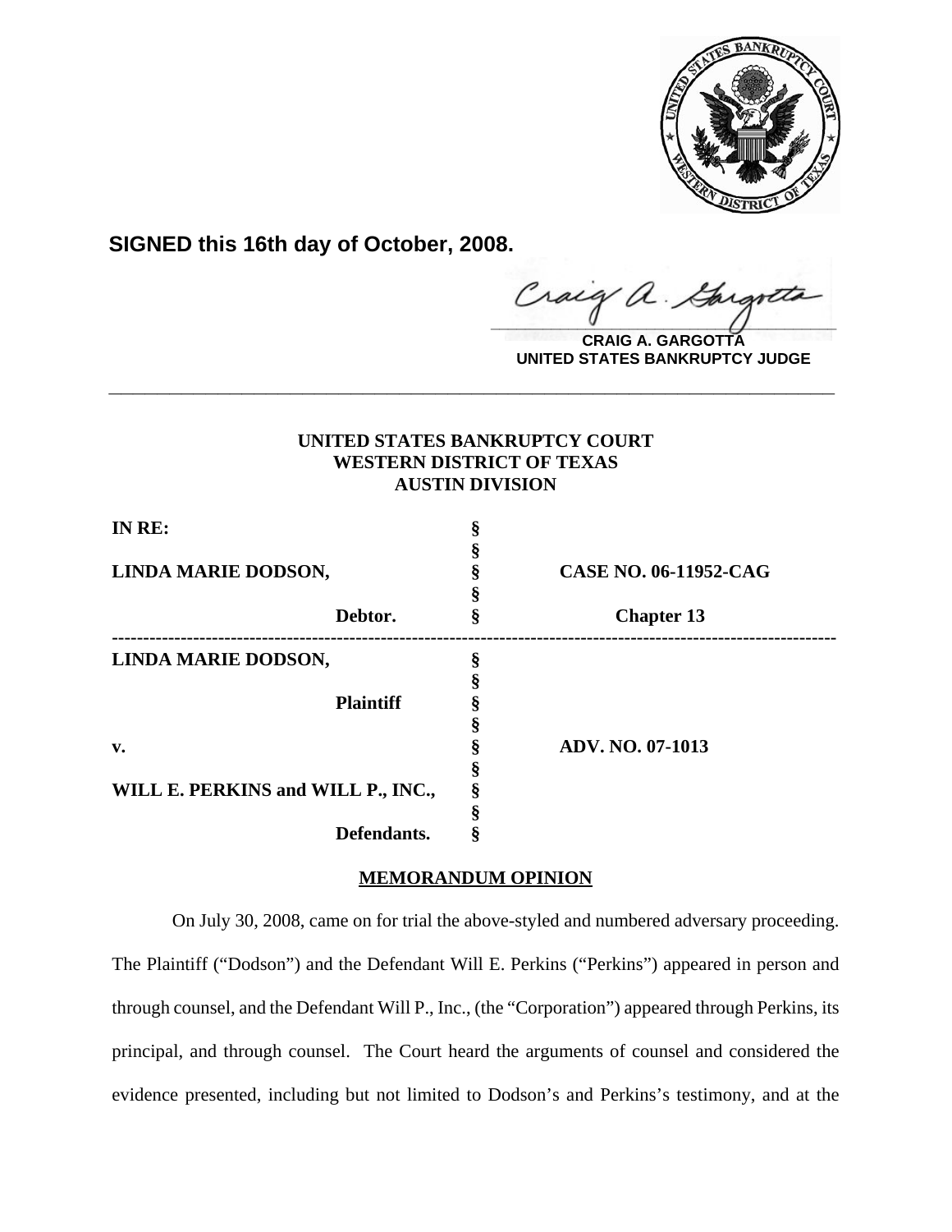**SIGNED this 16th day of October, 2008.**

**CRAIG A. GARGOTTA**
**UNITED STATES BANKRUPTCY JUDGE**

---

**UNITED STATES BANKRUPTCY COURT**
**WESTERN DISTRICT OF TEXAS**
**AUSTIN DIVISION**

| | | |
|---|---|---|
| **IN RE:** | § | |
| | § | |
| **LINDA MARIE DODSON,** | § | **CASE NO. 06-11952-CAG** |
| | § | |
| **Debtor.** | § | **Chapter 13** |

---

| | | |
|---|---|---|
| **LINDA MARIE DODSON,** | § | |
| | § | |
| **Plaintiff** | § | |
| | § | |
| **v.** | § | **ADV. NO. 07-1013** |
| | § | |
| **WILL E. PERKINS and WILL P., INC.,** | § | |
| | § | |
| **Defendants.** | § | |

**MEMORANDUM OPINION**

On July 30, 2008, came on for trial the above-styled and numbered adversary proceeding. The Plaintiff ("Dodson") and the Defendant Will E. Perkins ("Perkins") appeared in person and through counsel, and the Defendant Will P., Inc., (the "Corporation") appeared through Perkins, its principal, and through counsel. The Court heard the arguments of counsel and considered the evidence presented, including but not limited to Dodson's and Perkins's testimony, and at the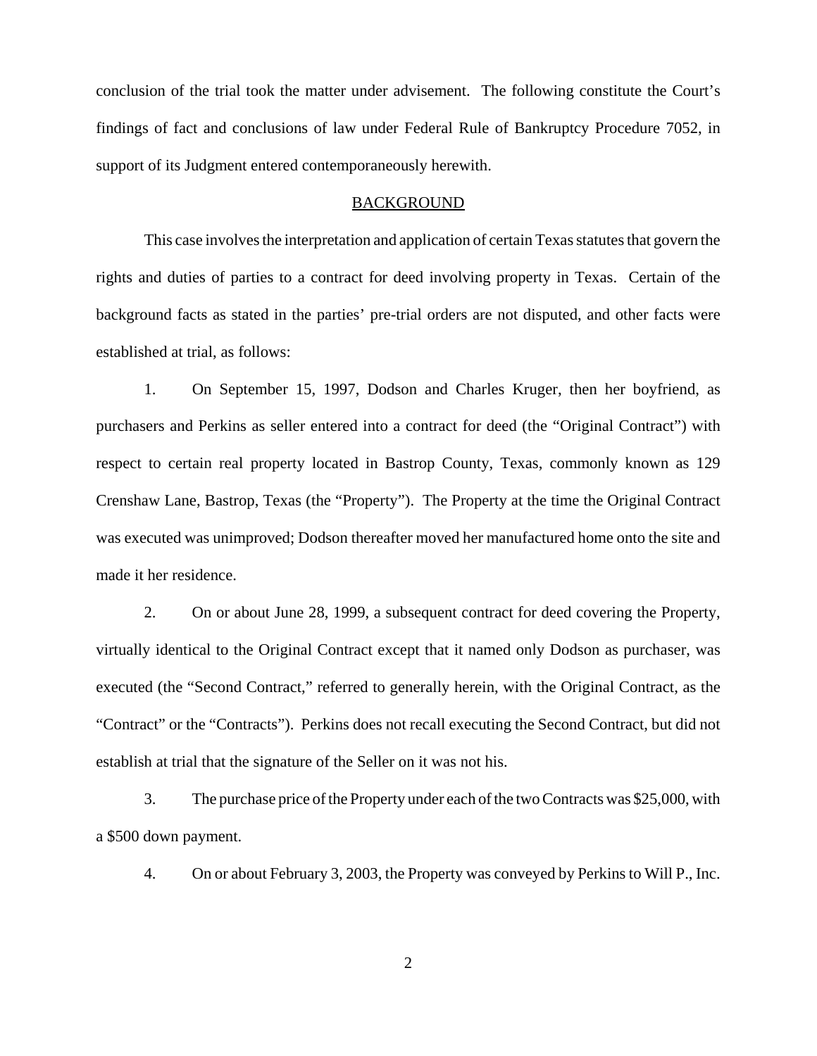conclusion of the trial took the matter under advisement. The following constitute the Court's findings of fact and conclusions of law under Federal Rule of Bankruptcy Procedure 7052, in support of its Judgment entered contemporaneously herewith.

## BACKGROUND

This case involves the interpretation and application of certain Texas statutes that govern the rights and duties of parties to a contract for deed involving property in Texas. Certain of the background facts as stated in the parties' pre-trial orders are not disputed, and other facts were established at trial, as follows:

1. On September 15, 1997, Dodson and Charles Kruger, then her boyfriend, as purchasers and Perkins as seller entered into a contract for deed (the "Original Contract") with respect to certain real property located in Bastrop County, Texas, commonly known as 129 Crenshaw Lane, Bastrop, Texas (the "Property"). The Property at the time the Original Contract was executed was unimproved; Dodson thereafter moved her manufactured home onto the site and made it her residence.

2. On or about June 28, 1999, a subsequent contract for deed covering the Property, virtually identical to the Original Contract except that it named only Dodson as purchaser, was executed (the "Second Contract," referred to generally herein, with the Original Contract, as the "Contract" or the "Contracts"). Perkins does not recall executing the Second Contract, but did not establish at trial that the signature of the Seller on it was not his.

3. The purchase price of the Property under each of the two Contracts was $25,000, with a $500 down payment.

4. On or about February 3, 2003, the Property was conveyed by Perkins to Will P., Inc.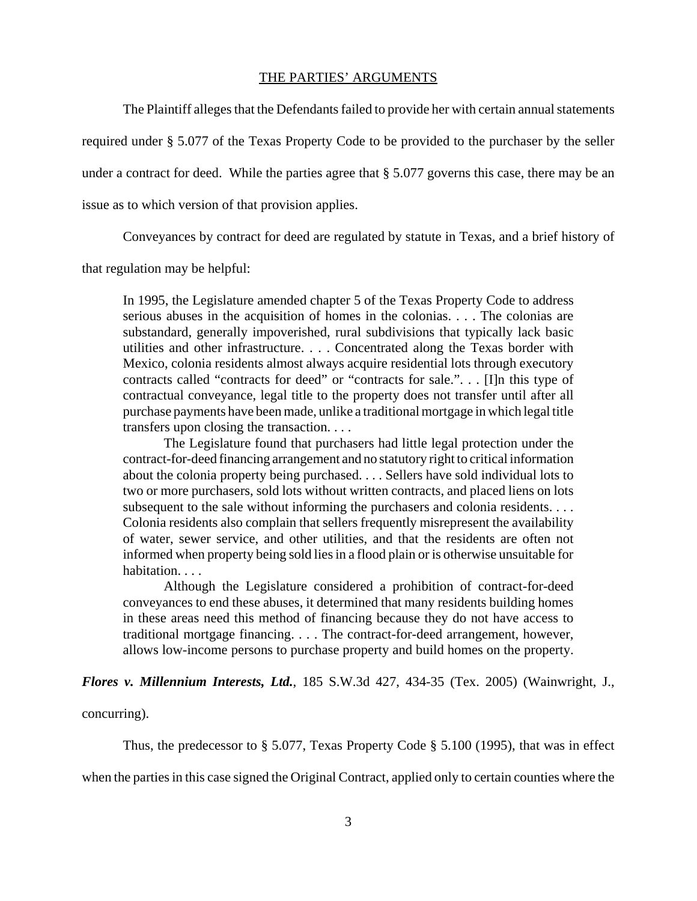## THE PARTIES' ARGUMENTS

The Plaintiff alleges that the Defendants failed to provide her with certain annual statements required under § 5.077 of the Texas Property Code to be provided to the purchaser by the seller under a contract for deed. While the parties agree that § 5.077 governs this case, there may be an issue as to which version of that provision applies.

Conveyances by contract for deed are regulated by statute in Texas, and a brief history of that regulation may be helpful:

> In 1995, the Legislature amended chapter 5 of the Texas Property Code to address serious abuses in the acquisition of homes in the colonias. . . . The colonias are substandard, generally impoverished, rural subdivisions that typically lack basic utilities and other infrastructure. . . . Concentrated along the Texas border with Mexico, colonia residents almost always acquire residential lots through executory contracts called "contracts for deed" or "contracts for sale.". . . [I]n this type of contractual conveyance, legal title to the property does not transfer until after all purchase payments have been made, unlike a traditional mortgage in which legal title transfers upon closing the transaction. . . .
>
> The Legislature found that purchasers had little legal protection under the contract-for-deed financing arrangement and no statutory right to critical information about the colonia property being purchased. . . . Sellers have sold individual lots to two or more purchasers, sold lots without written contracts, and placed liens on lots subsequent to the sale without informing the purchasers and colonia residents. . . . Colonia residents also complain that sellers frequently misrepresent the availability of water, sewer service, and other utilities, and that the residents are often not informed when property being sold lies in a flood plain or is otherwise unsuitable for habitation. . . .
>
> Although the Legislature considered a prohibition of contract-for-deed conveyances to end these abuses, it determined that many residents building homes in these areas need this method of financing because they do not have access to traditional mortgage financing. . . . The contract-for-deed arrangement, however, allows low-income persons to purchase property and build homes on the property.

***Flores v. Millennium Interests, Ltd.***, 185 S.W.3d 427, 434-35 (Tex. 2005) (Wainwright, J., concurring).

Thus, the predecessor to § 5.077, Texas Property Code § 5.100 (1995), that was in effect when the parties in this case signed the Original Contract, applied only to certain counties where the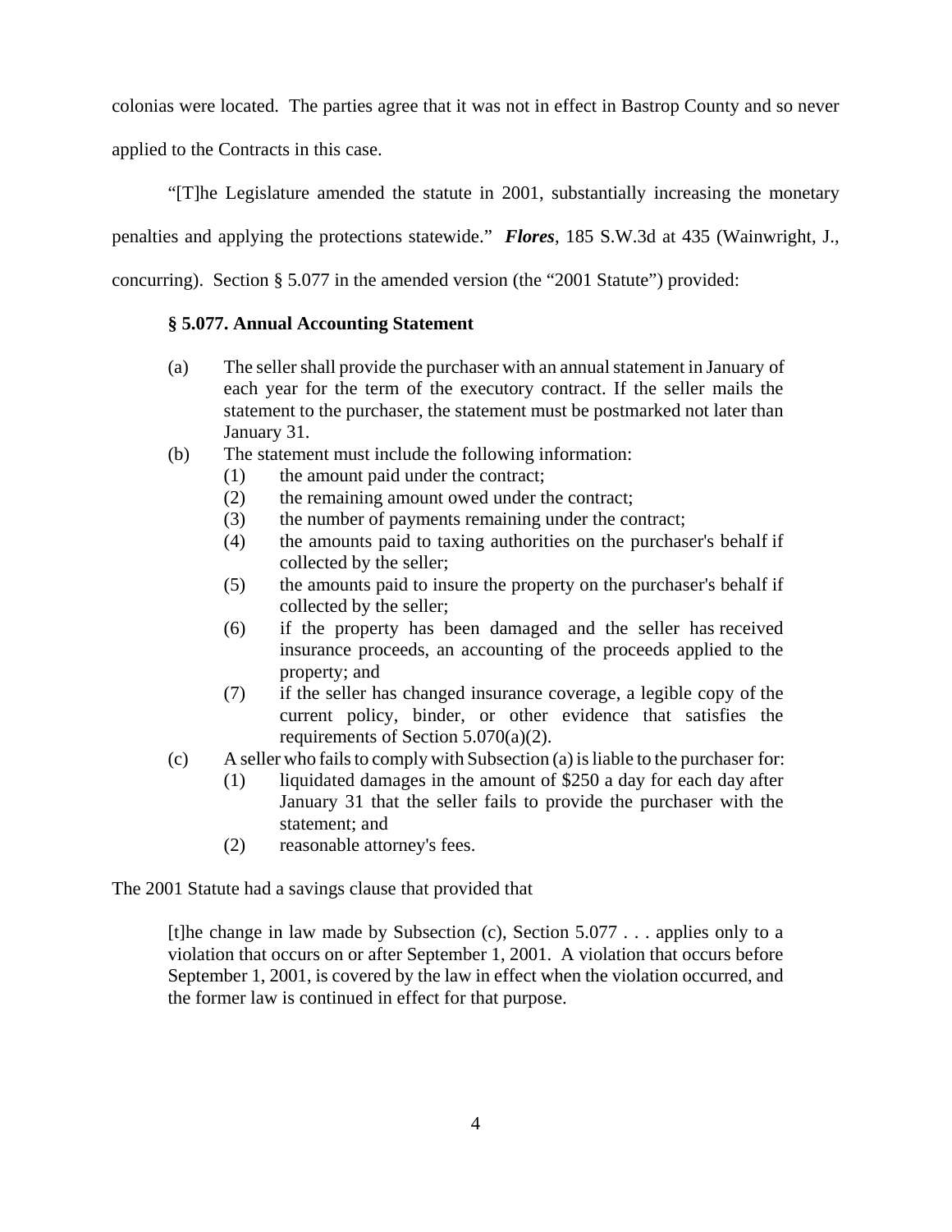colonias were located. The parties agree that it was not in effect in Bastrop County and so never applied to the Contracts in this case.

"[T]he Legislature amended the statute in 2001, substantially increasing the monetary penalties and applying the protections statewide." ***Flores***, 185 S.W.3d at 435 (Wainwright, J., concurring). Section § 5.077 in the amended version (the "2001 Statute") provided:

> **§ 5.077. Annual Accounting Statement**
>
> (a) The seller shall provide the purchaser with an annual statement in January of each year for the term of the executory contract. If the seller mails the statement to the purchaser, the statement must be postmarked not later than January 31.
>
> (b) The statement must include the following information:
>
> (1) the amount paid under the contract;
>
> (2) the remaining amount owed under the contract;
>
> (3) the number of payments remaining under the contract;
>
> (4) the amounts paid to taxing authorities on the purchaser's behalf if collected by the seller;
>
> (5) the amounts paid to insure the property on the purchaser's behalf if collected by the seller;
>
> (6) if the property has been damaged and the seller has received insurance proceeds, an accounting of the proceeds applied to the property; and
>
> (7) if the seller has changed insurance coverage, a legible copy of the current policy, binder, or other evidence that satisfies the requirements of Section 5.070(a)(2).
>
> (c) A seller who fails to comply with Subsection (a) is liable to the purchaser for:
>
> (1) liquidated damages in the amount of $250 a day for each day after January 31 that the seller fails to provide the purchaser with the statement; and
>
> (2) reasonable attorney's fees.

The 2001 Statute had a savings clause that provided that

> [t]he change in law made by Subsection (c), Section 5.077 . . . applies only to a violation that occurs on or after September 1, 2001. A violation that occurs before September 1, 2001, is covered by the law in effect when the violation occurred, and the former law is continued in effect for that purpose.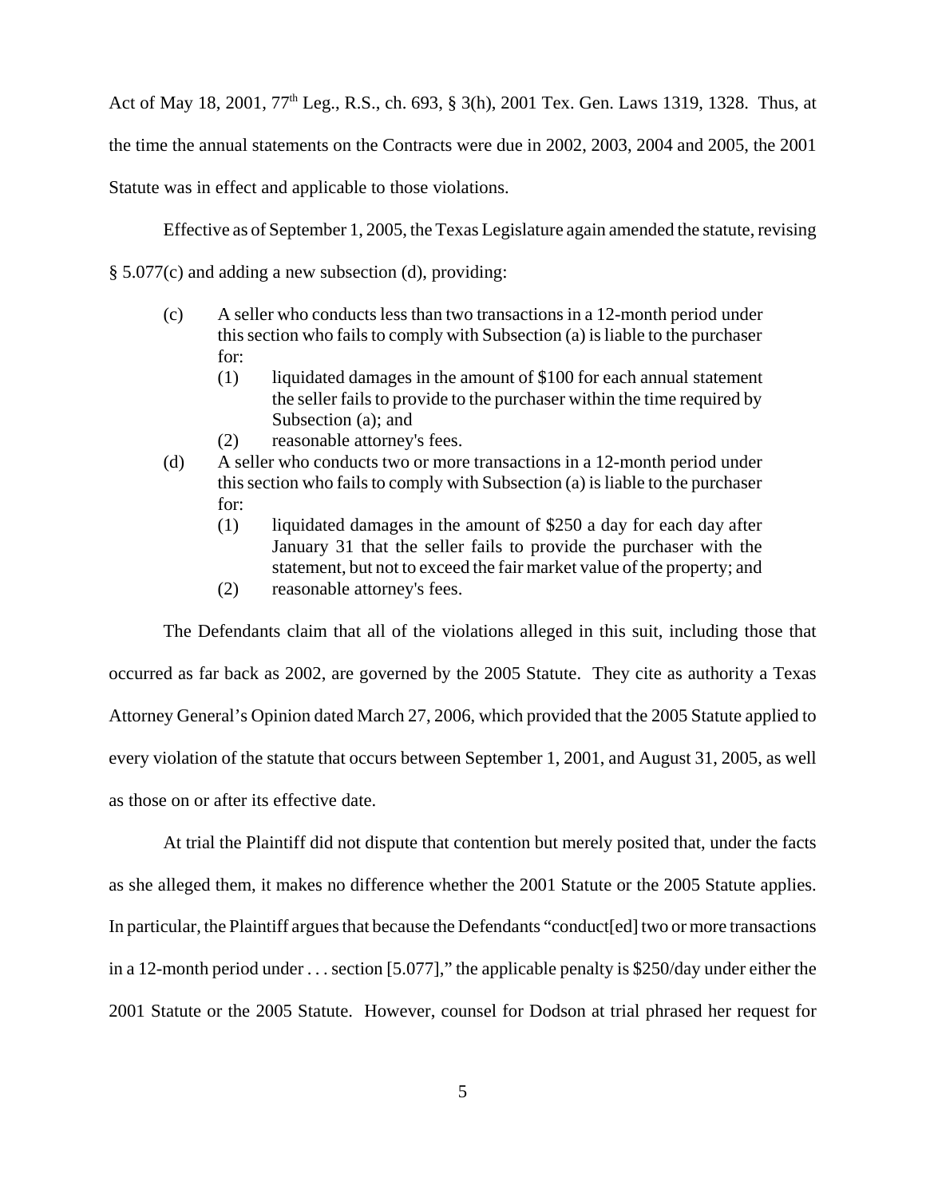Act of May 18, 2001, 77th Leg., R.S., ch. 693, § 3(h), 2001 Tex. Gen. Laws 1319, 1328. Thus, at the time the annual statements on the Contracts were due in 2002, 2003, 2004 and 2005, the 2001 Statute was in effect and applicable to those violations.

Effective as of September 1, 2005, the Texas Legislature again amended the statute, revising § 5.077(c) and adding a new subsection (d), providing:

> (c) A seller who conducts less than two transactions in a 12-month period under this section who fails to comply with Subsection (a) is liable to the purchaser for:
>
> (1) liquidated damages in the amount of $100 for each annual statement the seller fails to provide to the purchaser within the time required by Subsection (a); and
>
> (2) reasonable attorney's fees.
>
> (d) A seller who conducts two or more transactions in a 12-month period under this section who fails to comply with Subsection (a) is liable to the purchaser for:
>
> (1) liquidated damages in the amount of $250 a day for each day after January 31 that the seller fails to provide the purchaser with the statement, but not to exceed the fair market value of the property; and
>
> (2) reasonable attorney's fees.

The Defendants claim that all of the violations alleged in this suit, including those that occurred as far back as 2002, are governed by the 2005 Statute. They cite as authority a Texas Attorney General's Opinion dated March 27, 2006, which provided that the 2005 Statute applied to every violation of the statute that occurs between September 1, 2001, and August 31, 2005, as well as those on or after its effective date.

At trial the Plaintiff did not dispute that contention but merely posited that, under the facts as she alleged them, it makes no difference whether the 2001 Statute or the 2005 Statute applies. In particular, the Plaintiff argues that because the Defendants "conduct[ed] two or more transactions in a 12-month period under . . . section [5.077]," the applicable penalty is $250/day under either the 2001 Statute or the 2005 Statute. However, counsel for Dodson at trial phrased her request for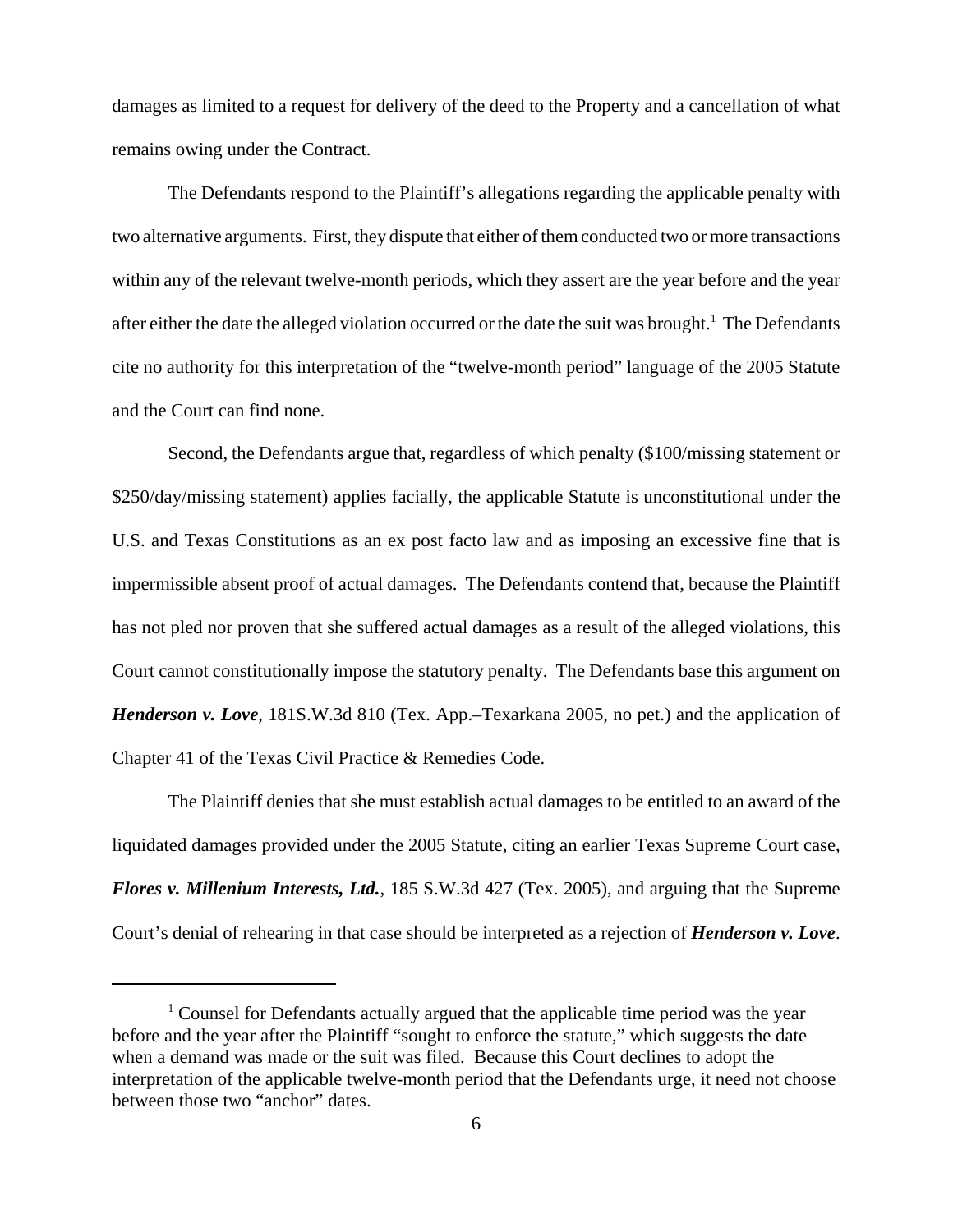damages as limited to a request for delivery of the deed to the Property and a cancellation of what remains owing under the Contract.

The Defendants respond to the Plaintiff's allegations regarding the applicable penalty with two alternative arguments. First, they dispute that either of them conducted two or more transactions within any of the relevant twelve-month periods, which they assert are the year before and the year after either the date the alleged violation occurred or the date the suit was brought.[1] The Defendants cite no authority for this interpretation of the "twelve-month period" language of the 2005 Statute and the Court can find none.

Second, the Defendants argue that, regardless of which penalty ($100/missing statement or $250/day/missing statement) applies facially, the applicable Statute is unconstitutional under the U.S. and Texas Constitutions as an ex post facto law and as imposing an excessive fine that is impermissible absent proof of actual damages. The Defendants contend that, because the Plaintiff has not pled nor proven that she suffered actual damages as a result of the alleged violations, this Court cannot constitutionally impose the statutory penalty. The Defendants base this argument on ***Henderson v. Love***, 181S.W.3d 810 (Tex. App.–Texarkana 2005, no pet.) and the application of Chapter 41 of the Texas Civil Practice & Remedies Code.

The Plaintiff denies that she must establish actual damages to be entitled to an award of the liquidated damages provided under the 2005 Statute, citing an earlier Texas Supreme Court case, ***Flores v. Millenium Interests, Ltd.***, 185 S.W.3d 427 (Tex. 2005), and arguing that the Supreme Court's denial of rehearing in that case should be interpreted as a rejection of ***Henderson v. Love***.

---

[1] Counsel for Defendants actually argued that the applicable time period was the year before and the year after the Plaintiff "sought to enforce the statute," which suggests the date when a demand was made or the suit was filed. Because this Court declines to adopt the interpretation of the applicable twelve-month period that the Defendants urge, it need not choose between those two "anchor" dates.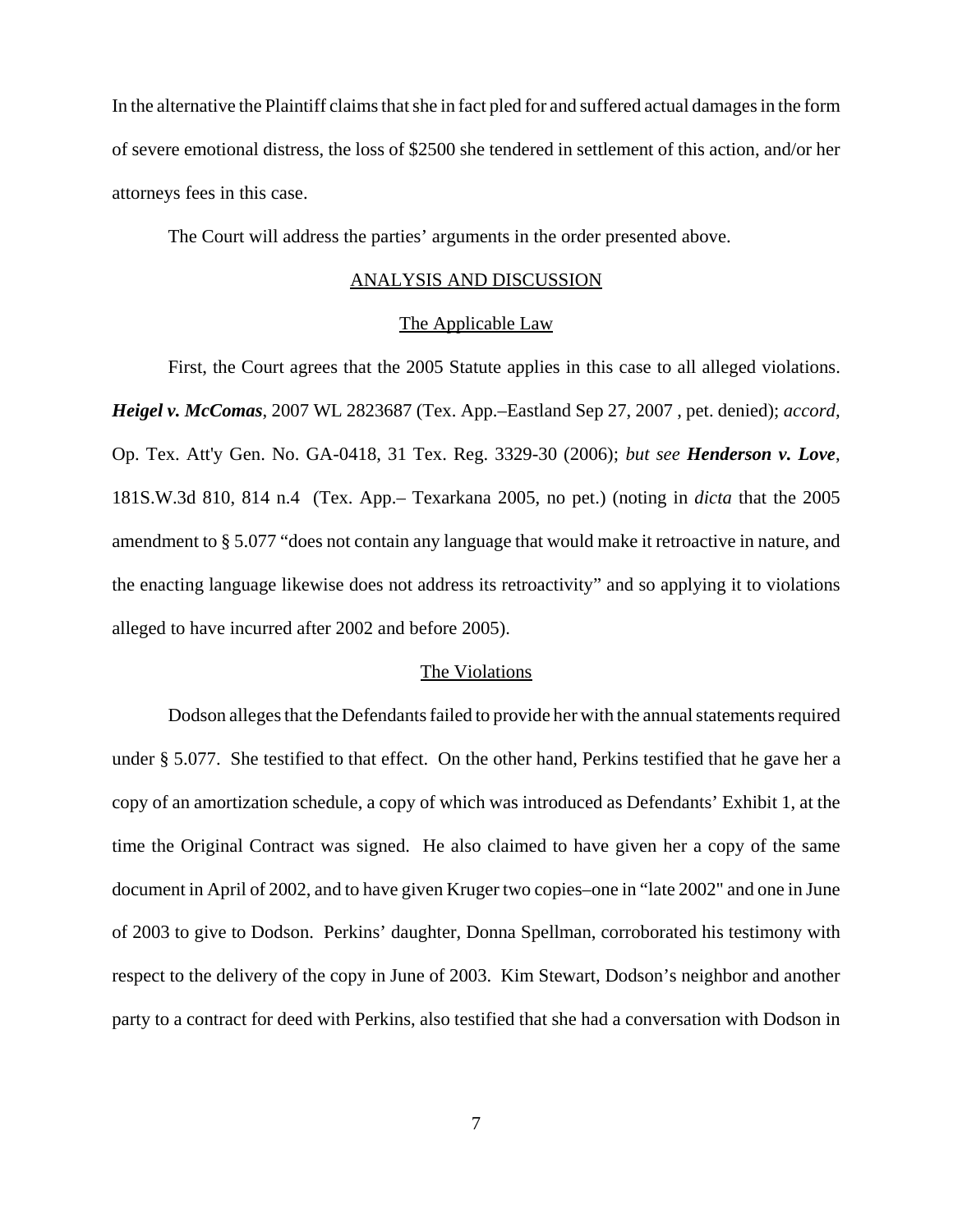In the alternative the Plaintiff claims that she in fact pled for and suffered actual damages in the form of severe emotional distress, the loss of $2500 she tendered in settlement of this action, and/or her attorneys fees in this case.

The Court will address the parties' arguments in the order presented above.

## ANALYSIS AND DISCUSSION

### The Applicable Law

First, the Court agrees that the 2005 Statute applies in this case to all alleged violations. ***Heigel v. McComas***, 2007 WL 2823687 (Tex. App.–Eastland Sep 27, 2007 , pet. denied); *accord,* Op. Tex. Att'y Gen. No. GA-0418, 31 Tex. Reg. 3329-30 (2006); *but see* ***Henderson v. Love***, 181S.W.3d 810, 814 n.4 (Tex. App.– Texarkana 2005, no pet.) (noting in *dicta* that the 2005 amendment to § 5.077 "does not contain any language that would make it retroactive in nature, and the enacting language likewise does not address its retroactivity" and so applying it to violations alleged to have incurred after 2002 and before 2005).

### The Violations

Dodson alleges that the Defendants failed to provide her with the annual statements required under § 5.077. She testified to that effect. On the other hand, Perkins testified that he gave her a copy of an amortization schedule, a copy of which was introduced as Defendants' Exhibit 1, at the time the Original Contract was signed. He also claimed to have given her a copy of the same document in April of 2002, and to have given Kruger two copies–one in "late 2002" and one in June of 2003 to give to Dodson. Perkins' daughter, Donna Spellman, corroborated his testimony with respect to the delivery of the copy in June of 2003. Kim Stewart, Dodson's neighbor and another party to a contract for deed with Perkins, also testified that she had a conversation with Dodson in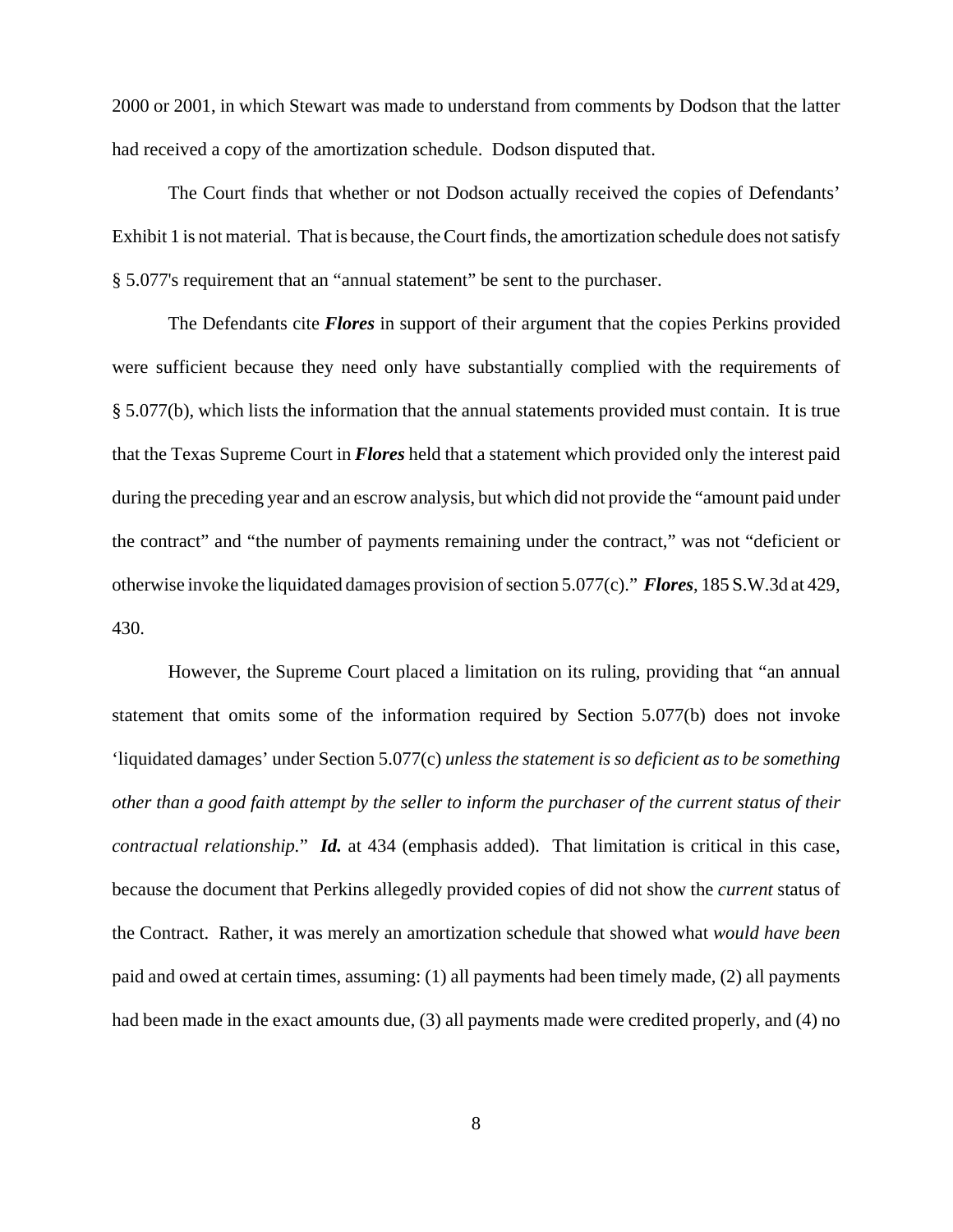2000 or 2001, in which Stewart was made to understand from comments by Dodson that the latter had received a copy of the amortization schedule. Dodson disputed that.

The Court finds that whether or not Dodson actually received the copies of Defendants' Exhibit 1 is not material. That is because, the Court finds, the amortization schedule does not satisfy § 5.077's requirement that an "annual statement" be sent to the purchaser.

The Defendants cite ***Flores*** in support of their argument that the copies Perkins provided were sufficient because they need only have substantially complied with the requirements of § 5.077(b), which lists the information that the annual statements provided must contain. It is true that the Texas Supreme Court in ***Flores*** held that a statement which provided only the interest paid during the preceding year and an escrow analysis, but which did not provide the "amount paid under the contract" and "the number of payments remaining under the contract," was not "deficient or otherwise invoke the liquidated damages provision of section 5.077(c)." ***Flores***, 185 S.W.3d at 429, 430.

However, the Supreme Court placed a limitation on its ruling, providing that "an annual statement that omits some of the information required by Section 5.077(b) does not invoke 'liquidated damages' under Section 5.077(c) *unless the statement is so deficient as to be something other than a good faith attempt by the seller to inform the purchaser of the current status of their contractual relationship.*" ***Id.*** at 434 (emphasis added). That limitation is critical in this case, because the document that Perkins allegedly provided copies of did not show the *current* status of the Contract. Rather, it was merely an amortization schedule that showed what *would have been* paid and owed at certain times, assuming: (1) all payments had been timely made, (2) all payments had been made in the exact amounts due, (3) all payments made were credited properly, and (4) no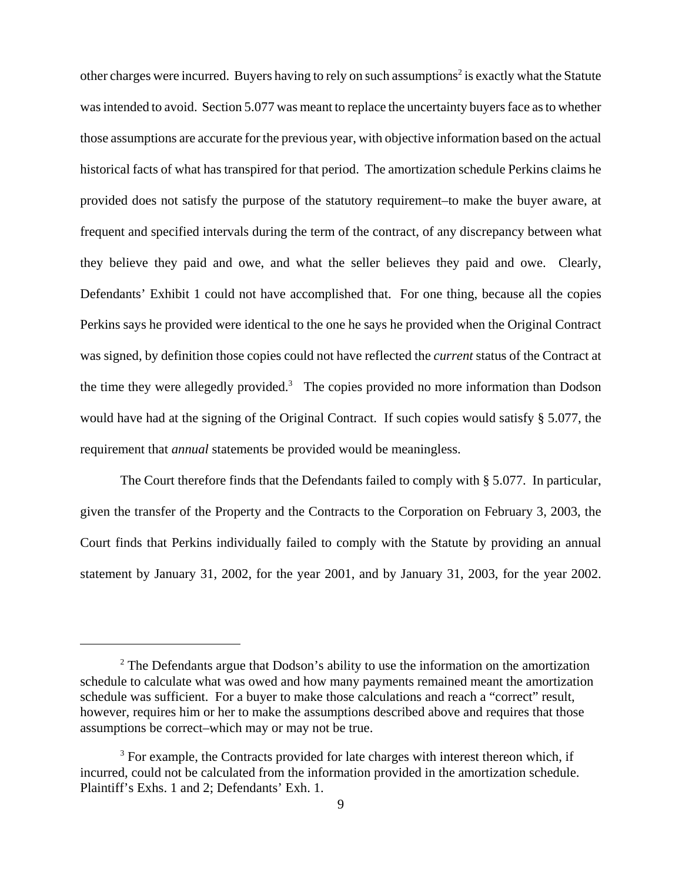other charges were incurred. Buyers having to rely on such assumptions[2] is exactly what the Statute was intended to avoid. Section 5.077 was meant to replace the uncertainty buyers face as to whether those assumptions are accurate for the previous year, with objective information based on the actual historical facts of what has transpired for that period. The amortization schedule Perkins claims he provided does not satisfy the purpose of the statutory requirement–to make the buyer aware, at frequent and specified intervals during the term of the contract, of any discrepancy between what they believe they paid and owe, and what the seller believes they paid and owe. Clearly, Defendants' Exhibit 1 could not have accomplished that. For one thing, because all the copies Perkins says he provided were identical to the one he says he provided when the Original Contract was signed, by definition those copies could not have reflected the *current* status of the Contract at the time they were allegedly provided.[3] The copies provided no more information than Dodson would have had at the signing of the Original Contract. If such copies would satisfy § 5.077, the requirement that *annual* statements be provided would be meaningless.

The Court therefore finds that the Defendants failed to comply with § 5.077. In particular, given the transfer of the Property and the Contracts to the Corporation on February 3, 2003, the Court finds that Perkins individually failed to comply with the Statute by providing an annual statement by January 31, 2002, for the year 2001, and by January 31, 2003, for the year 2002.

---

[2] The Defendants argue that Dodson's ability to use the information on the amortization schedule to calculate what was owed and how many payments remained meant the amortization schedule was sufficient. For a buyer to make those calculations and reach a "correct" result, however, requires him or her to make the assumptions described above and requires that those assumptions be correct–which may or may not be true.

[3] For example, the Contracts provided for late charges with interest thereon which, if incurred, could not be calculated from the information provided in the amortization schedule. Plaintiff's Exhs. 1 and 2; Defendants' Exh. 1.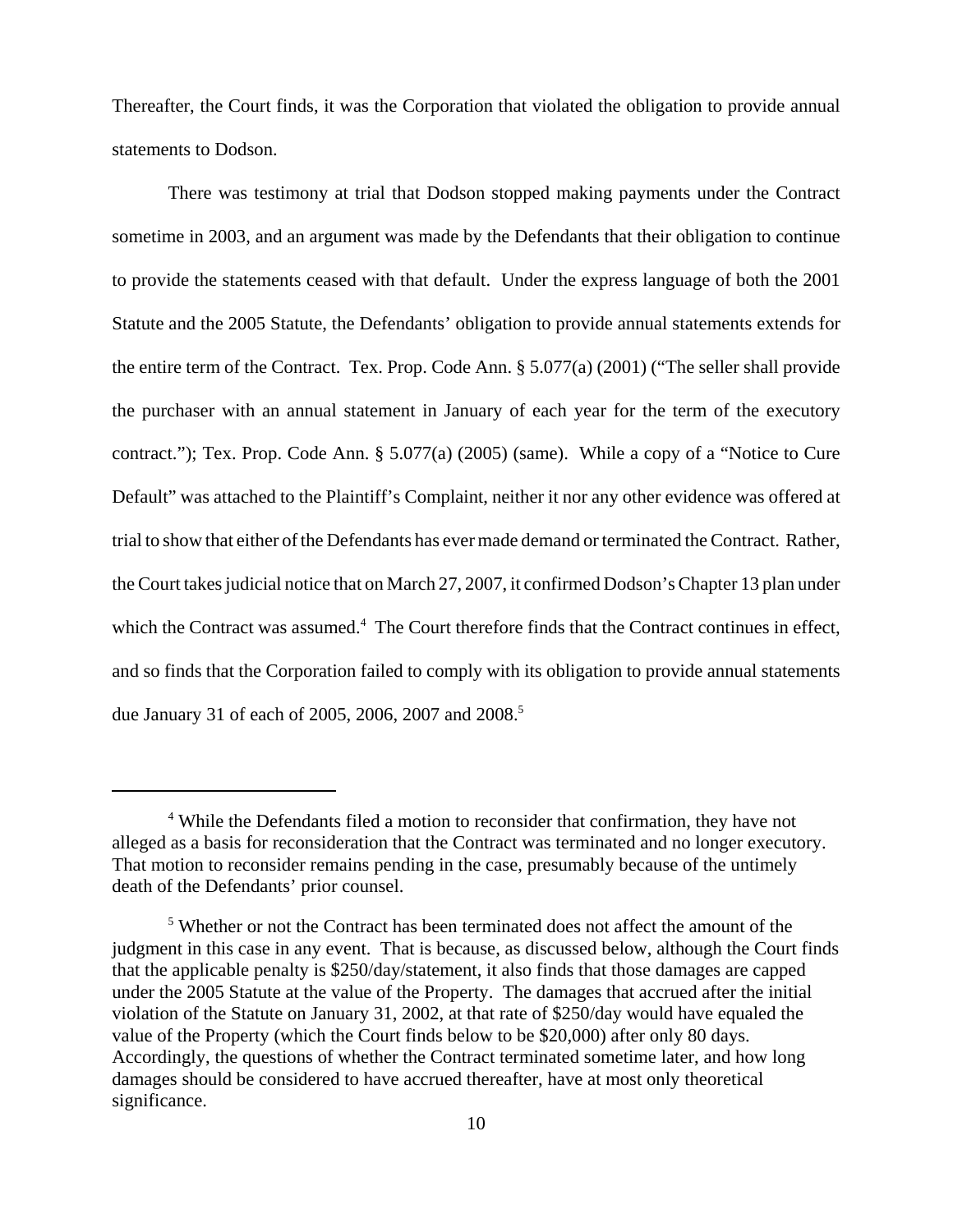Thereafter, the Court finds, it was the Corporation that violated the obligation to provide annual statements to Dodson.

There was testimony at trial that Dodson stopped making payments under the Contract sometime in 2003, and an argument was made by the Defendants that their obligation to continue to provide the statements ceased with that default. Under the express language of both the 2001 Statute and the 2005 Statute, the Defendants' obligation to provide annual statements extends for the entire term of the Contract. Tex. Prop. Code Ann. § 5.077(a) (2001) ("The seller shall provide the purchaser with an annual statement in January of each year for the term of the executory contract."); Tex. Prop. Code Ann. § 5.077(a) (2005) (same). While a copy of a "Notice to Cure Default" was attached to the Plaintiff's Complaint, neither it nor any other evidence was offered at trial to show that either of the Defendants has ever made demand or terminated the Contract. Rather, the Court takes judicial notice that on March 27, 2007, it confirmed Dodson's Chapter 13 plan under which the Contract was assumed.[4] The Court therefore finds that the Contract continues in effect, and so finds that the Corporation failed to comply with its obligation to provide annual statements due January 31 of each of 2005, 2006, 2007 and 2008.[5]

---

[4] While the Defendants filed a motion to reconsider that confirmation, they have not alleged as a basis for reconsideration that the Contract was terminated and no longer executory. That motion to reconsider remains pending in the case, presumably because of the untimely death of the Defendants' prior counsel.

[5] Whether or not the Contract has been terminated does not affect the amount of the judgment in this case in any event. That is because, as discussed below, although the Court finds that the applicable penalty is $250/day/statement, it also finds that those damages are capped under the 2005 Statute at the value of the Property. The damages that accrued after the initial violation of the Statute on January 31, 2002, at that rate of $250/day would have equaled the value of the Property (which the Court finds below to be $20,000) after only 80 days. Accordingly, the questions of whether the Contract terminated sometime later, and how long damages should be considered to have accrued thereafter, have at most only theoretical significance.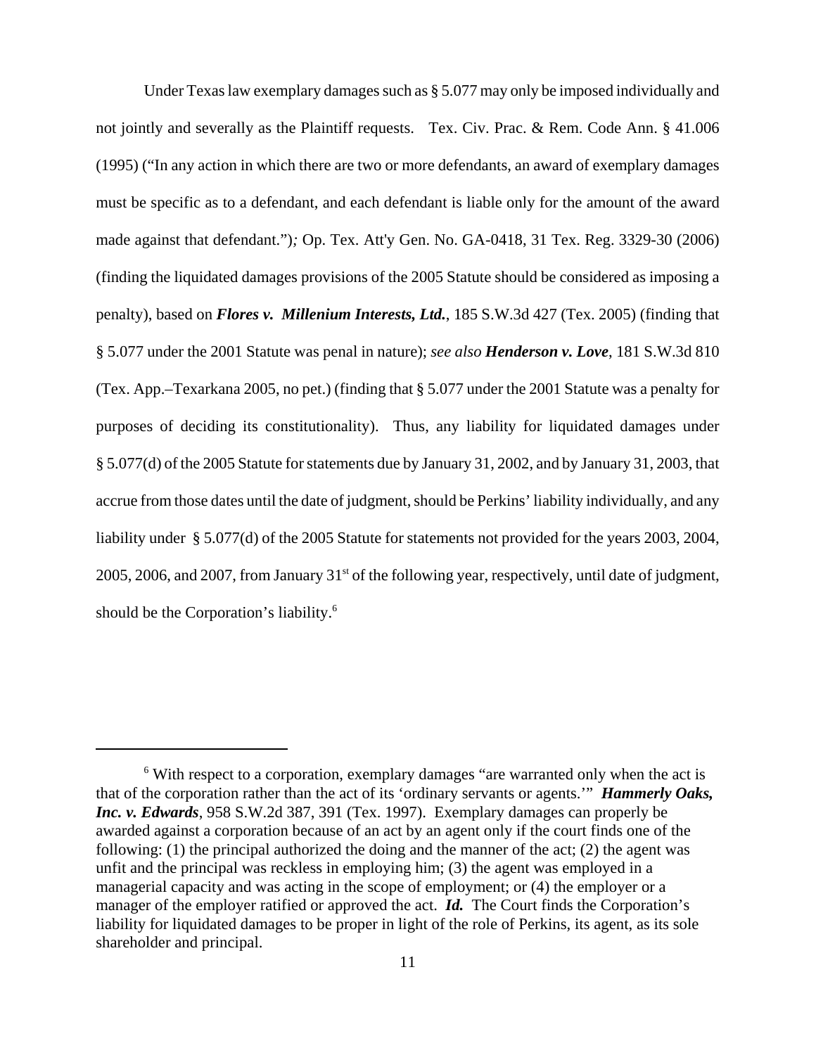Under Texas law exemplary damages such as § 5.077 may only be imposed individually and not jointly and severally as the Plaintiff requests. Tex. Civ. Prac. & Rem. Code Ann. § 41.006 (1995) ("In any action in which there are two or more defendants, an award of exemplary damages must be specific as to a defendant, and each defendant is liable only for the amount of the award made against that defendant."); Op. Tex. Att'y Gen. No. GA-0418, 31 Tex. Reg. 3329-30 (2006) (finding the liquidated damages provisions of the 2005 Statute should be considered as imposing a penalty), based on ***Flores v. Millenium Interests, Ltd.***, 185 S.W.3d 427 (Tex. 2005) (finding that § 5.077 under the 2001 Statute was penal in nature); *see also* ***Henderson v. Love***, 181 S.W.3d 810 (Tex. App.–Texarkana 2005, no pet.) (finding that § 5.077 under the 2001 Statute was a penalty for purposes of deciding its constitutionality). Thus, any liability for liquidated damages under § 5.077(d) of the 2005 Statute for statements due by January 31, 2002, and by January 31, 2003, that accrue from those dates until the date of judgment, should be Perkins' liability individually, and any liability under § 5.077(d) of the 2005 Statute for statements not provided for the years 2003, 2004, 2005, 2006, and 2007, from January 31st of the following year, respectively, until date of judgment, should be the Corporation's liability.[6]

---

[6] With respect to a corporation, exemplary damages "are warranted only when the act is that of the corporation rather than the act of its 'ordinary servants or agents.'" ***Hammerly Oaks, Inc. v. Edwards***, 958 S.W.2d 387, 391 (Tex. 1997). Exemplary damages can properly be awarded against a corporation because of an act by an agent only if the court finds one of the following: (1) the principal authorized the doing and the manner of the act; (2) the agent was unfit and the principal was reckless in employing him; (3) the agent was employed in a managerial capacity and was acting in the scope of employment; or (4) the employer or a manager of the employer ratified or approved the act. ***Id.*** The Court finds the Corporation's liability for liquidated damages to be proper in light of the role of Perkins, its agent, as its sole shareholder and principal.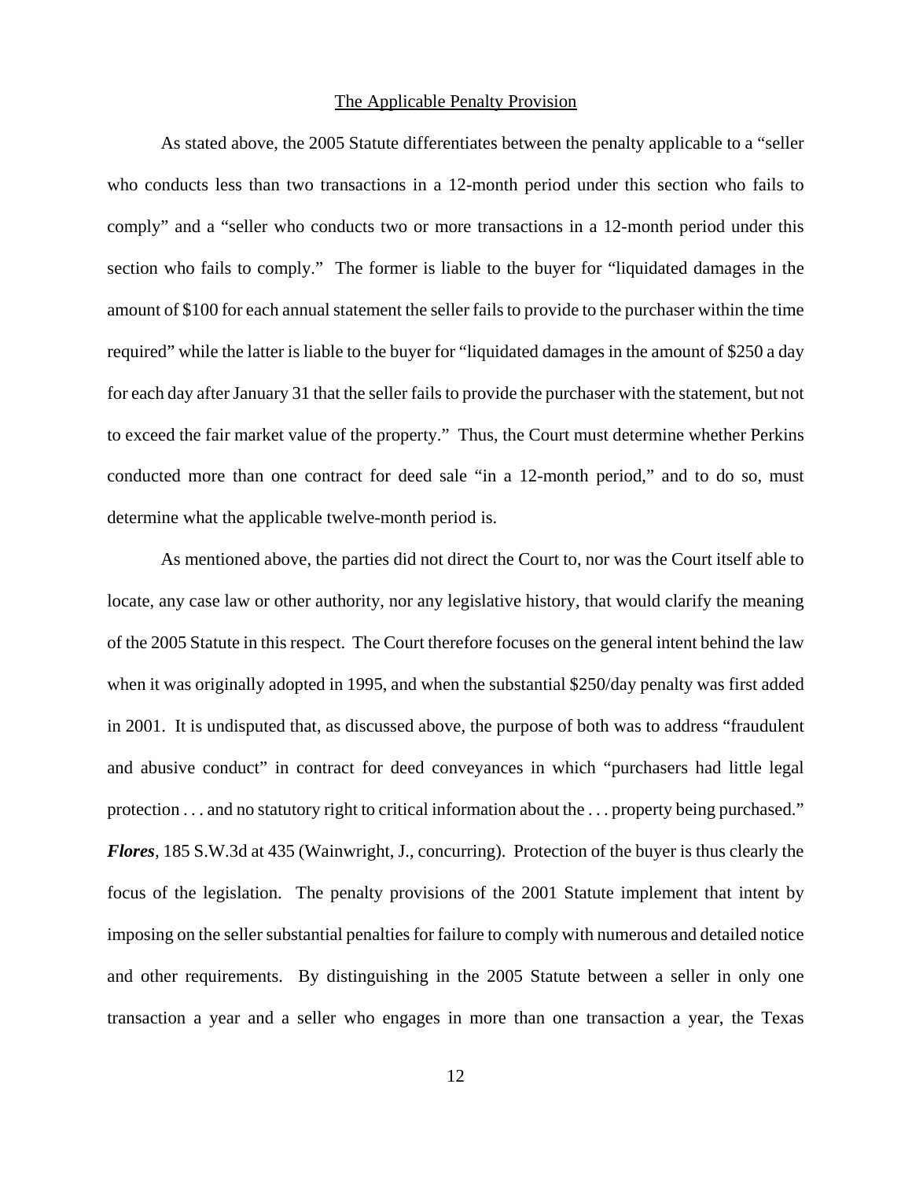<u>The Applicable Penalty Provision</u>

As stated above, the 2005 Statute differentiates between the penalty applicable to a "seller who conducts less than two transactions in a 12-month period under this section who fails to comply" and a "seller who conducts two or more transactions in a 12-month period under this section who fails to comply." The former is liable to the buyer for "liquidated damages in the amount of $100 for each annual statement the seller fails to provide to the purchaser within the time required" while the latter is liable to the buyer for "liquidated damages in the amount of $250 a day for each day after January 31 that the seller fails to provide the purchaser with the statement, but not to exceed the fair market value of the property." Thus, the Court must determine whether Perkins conducted more than one contract for deed sale "in a 12-month period," and to do so, must determine what the applicable twelve-month period is.

As mentioned above, the parties did not direct the Court to, nor was the Court itself able to locate, any case law or other authority, nor any legislative history, that would clarify the meaning of the 2005 Statute in this respect. The Court therefore focuses on the general intent behind the law when it was originally adopted in 1995, and when the substantial $250/day penalty was first added in 2001. It is undisputed that, as discussed above, the purpose of both was to address "fraudulent and abusive conduct" in contract for deed conveyances in which "purchasers had little legal protection . . . and no statutory right to critical information about the . . . property being purchased." ***Flores***, 185 S.W.3d at 435 (Wainwright, J., concurring). Protection of the buyer is thus clearly the focus of the legislation. The penalty provisions of the 2001 Statute implement that intent by imposing on the seller substantial penalties for failure to comply with numerous and detailed notice and other requirements. By distinguishing in the 2005 Statute between a seller in only one transaction a year and a seller who engages in more than one transaction a year, the Texas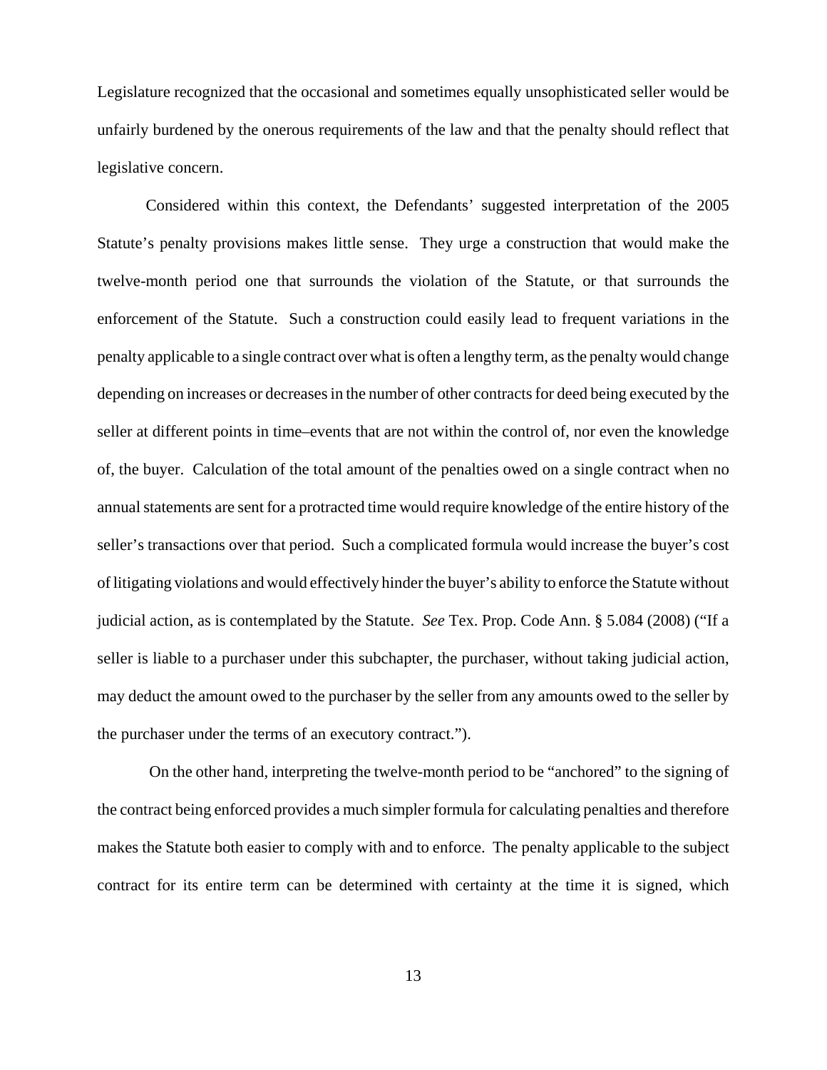Legislature recognized that the occasional and sometimes equally unsophisticated seller would be unfairly burdened by the onerous requirements of the law and that the penalty should reflect that legislative concern.

Considered within this context, the Defendants' suggested interpretation of the 2005 Statute's penalty provisions makes little sense. They urge a construction that would make the twelve-month period one that surrounds the violation of the Statute, or that surrounds the enforcement of the Statute. Such a construction could easily lead to frequent variations in the penalty applicable to a single contract over what is often a lengthy term, as the penalty would change depending on increases or decreases in the number of other contracts for deed being executed by the seller at different points in time–events that are not within the control of, nor even the knowledge of, the buyer. Calculation of the total amount of the penalties owed on a single contract when no annual statements are sent for a protracted time would require knowledge of the entire history of the seller's transactions over that period. Such a complicated formula would increase the buyer's cost of litigating violations and would effectively hinder the buyer's ability to enforce the Statute without judicial action, as is contemplated by the Statute. *See* Tex. Prop. Code Ann. § 5.084 (2008) ("If a seller is liable to a purchaser under this subchapter, the purchaser, without taking judicial action, may deduct the amount owed to the purchaser by the seller from any amounts owed to the seller by the purchaser under the terms of an executory contract.").

On the other hand, interpreting the twelve-month period to be "anchored" to the signing of the contract being enforced provides a much simpler formula for calculating penalties and therefore makes the Statute both easier to comply with and to enforce. The penalty applicable to the subject contract for its entire term can be determined with certainty at the time it is signed, which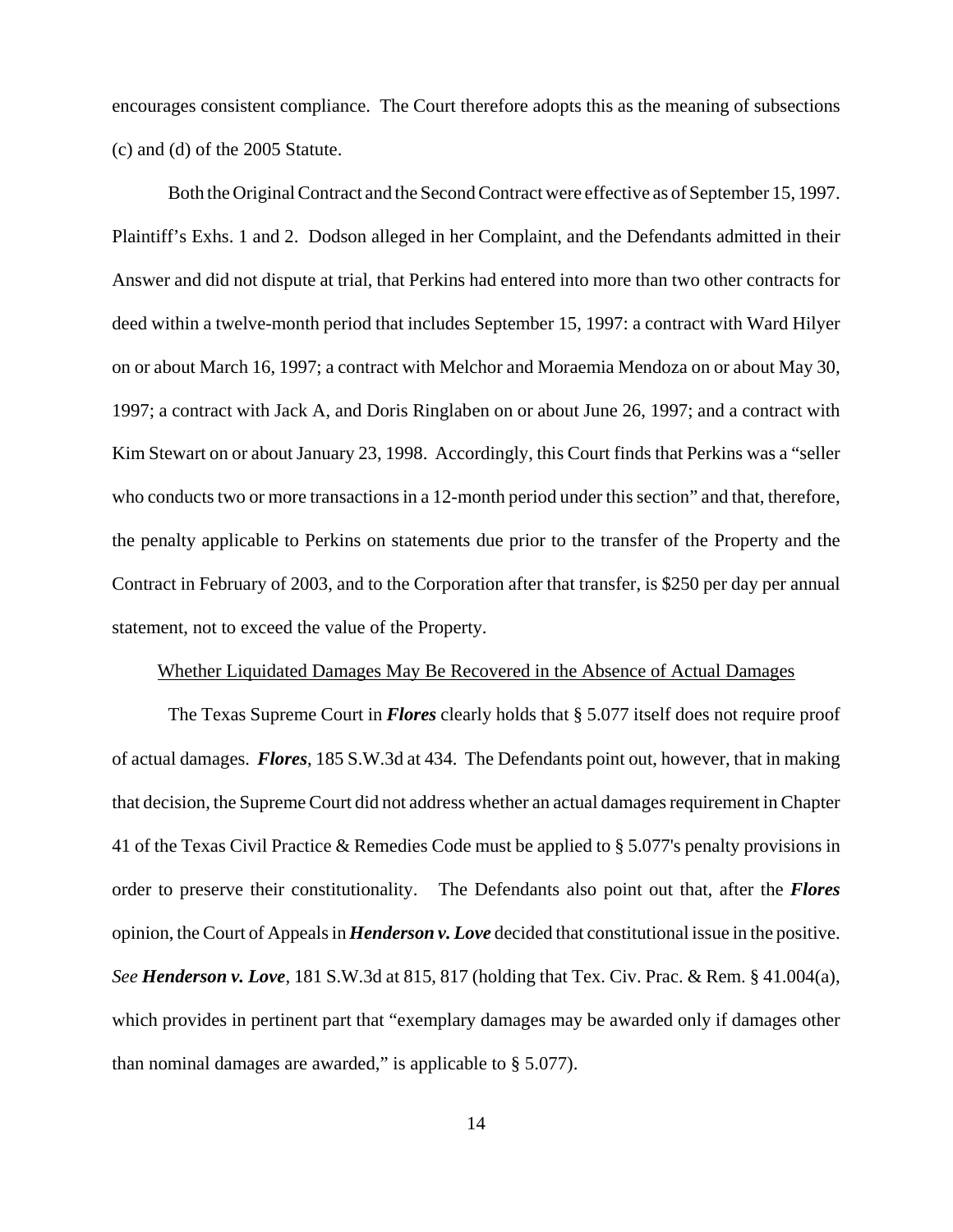encourages consistent compliance. The Court therefore adopts this as the meaning of subsections (c) and (d) of the 2005 Statute.

Both the Original Contract and the Second Contract were effective as of September 15, 1997. Plaintiff's Exhs. 1 and 2. Dodson alleged in her Complaint, and the Defendants admitted in their Answer and did not dispute at trial, that Perkins had entered into more than two other contracts for deed within a twelve-month period that includes September 15, 1997: a contract with Ward Hilyer on or about March 16, 1997; a contract with Melchor and Moraemia Mendoza on or about May 30, 1997; a contract with Jack A, and Doris Ringlaben on or about June 26, 1997; and a contract with Kim Stewart on or about January 23, 1998. Accordingly, this Court finds that Perkins was a "seller who conducts two or more transactions in a 12-month period under this section" and that, therefore, the penalty applicable to Perkins on statements due prior to the transfer of the Property and the Contract in February of 2003, and to the Corporation after that transfer, is \$250 per day per annual statement, not to exceed the value of the Property.

<u>Whether Liquidated Damages May Be Recovered in the Absence of Actual Damages</u>

The Texas Supreme Court in ***Flores*** clearly holds that § 5.077 itself does not require proof of actual damages. ***Flores***, 185 S.W.3d at 434. The Defendants point out, however, that in making that decision, the Supreme Court did not address whether an actual damages requirement in Chapter 41 of the Texas Civil Practice & Remedies Code must be applied to § 5.077's penalty provisions in order to preserve their constitutionality. The Defendants also point out that, after the ***Flores*** opinion, the Court of Appeals in ***Henderson v. Love*** decided that constitutional issue in the positive. *See* ***Henderson v. Love***, 181 S.W.3d at 815, 817 (holding that Tex. Civ. Prac. & Rem. § 41.004(a), which provides in pertinent part that "exemplary damages may be awarded only if damages other than nominal damages are awarded," is applicable to § 5.077).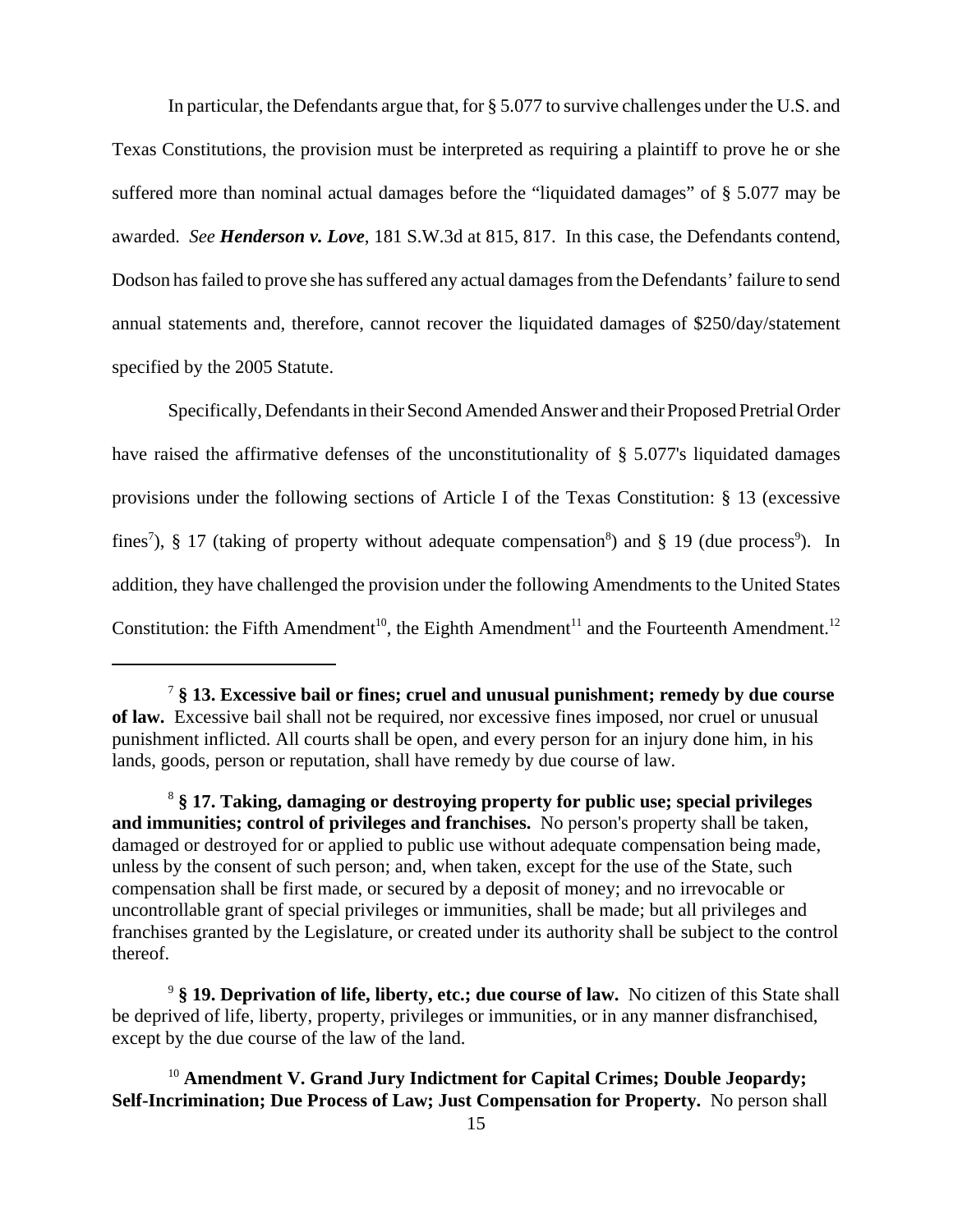In particular, the Defendants argue that, for § 5.077 to survive challenges under the U.S. and Texas Constitutions, the provision must be interpreted as requiring a plaintiff to prove he or she suffered more than nominal actual damages before the "liquidated damages" of § 5.077 may be awarded. *See* ***Henderson v. Love***, 181 S.W.3d at 815, 817. In this case, the Defendants contend, Dodson has failed to prove she has suffered any actual damages from the Defendants' failure to send annual statements and, therefore, cannot recover the liquidated damages of $250/day/statement specified by the 2005 Statute.

Specifically, Defendants in their Second Amended Answer and their Proposed Pretrial Order have raised the affirmative defenses of the unconstitutionality of § 5.077's liquidated damages provisions under the following sections of Article I of the Texas Constitution: § 13 (excessive fines[7]), § 17 (taking of property without adequate compensation[8]) and § 19 (due process[9]). In addition, they have challenged the provision under the following Amendments to the United States Constitution: the Fifth Amendment[10], the Eighth Amendment[11] and the Fourteenth Amendment.[12]

---

[7] **§ 13. Excessive bail or fines; cruel and unusual punishment; remedy by due course of law.** Excessive bail shall not be required, nor excessive fines imposed, nor cruel or unusual punishment inflicted. All courts shall be open, and every person for an injury done him, in his lands, goods, person or reputation, shall have remedy by due course of law.

[8] **§ 17. Taking, damaging or destroying property for public use; special privileges and immunities; control of privileges and franchises.** No person's property shall be taken, damaged or destroyed for or applied to public use without adequate compensation being made, unless by the consent of such person; and, when taken, except for the use of the State, such compensation shall be first made, or secured by a deposit of money; and no irrevocable or uncontrollable grant of special privileges or immunities, shall be made; but all privileges and franchises granted by the Legislature, or created under its authority shall be subject to the control thereof.

[9] **§ 19. Deprivation of life, liberty, etc.; due course of law.** No citizen of this State shall be deprived of life, liberty, property, privileges or immunities, or in any manner disfranchised, except by the due course of the law of the land.

[10] **Amendment V. Grand Jury Indictment for Capital Crimes; Double Jeopardy; Self-Incrimination; Due Process of Law; Just Compensation for Property.** No person shall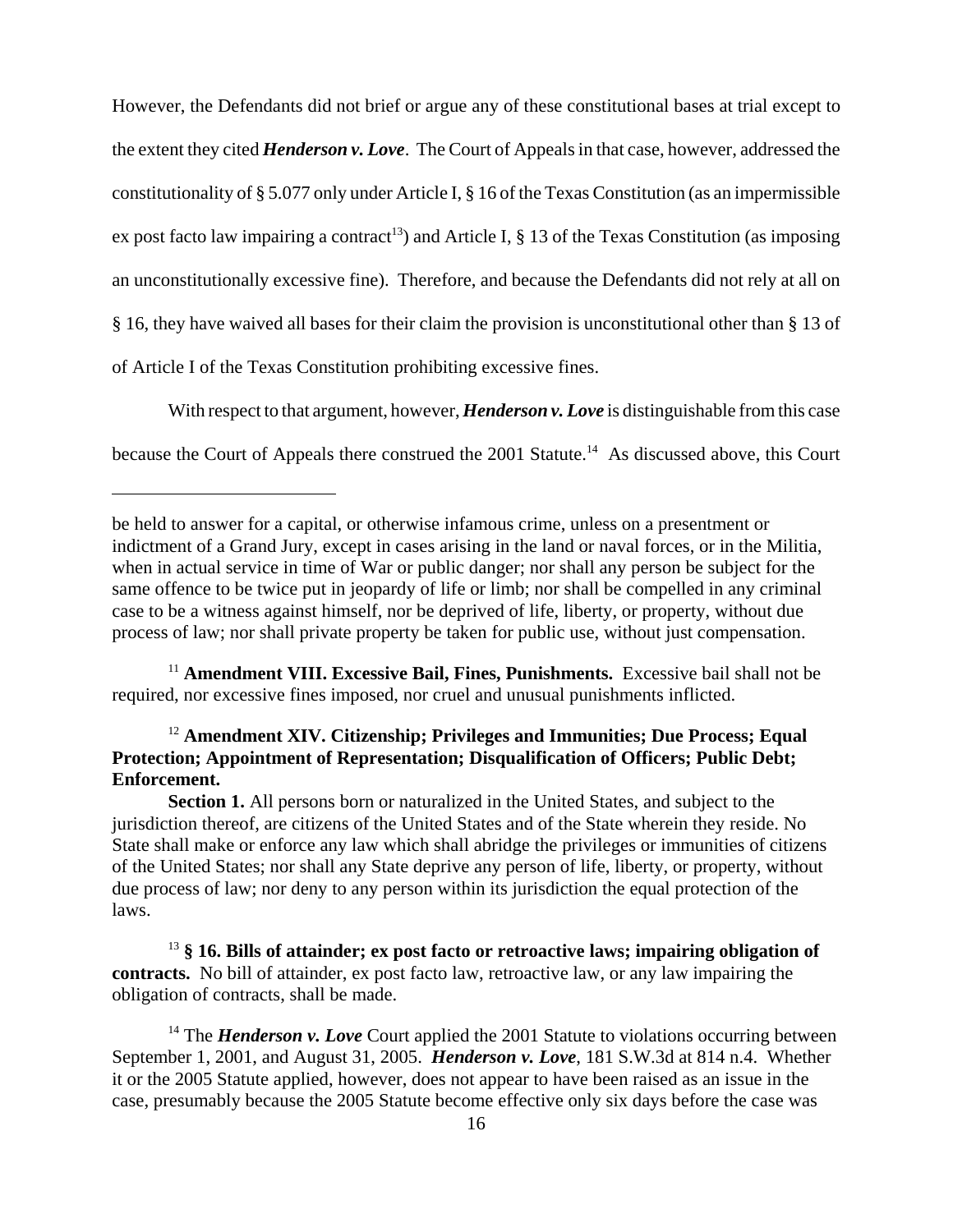However, the Defendants did not brief or argue any of these constitutional bases at trial except to the extent they cited ***Henderson v. Love***. The Court of Appeals in that case, however, addressed the constitutionality of § 5.077 only under Article I, § 16 of the Texas Constitution (as an impermissible ex post facto law impairing a contract[13]) and Article I, § 13 of the Texas Constitution (as imposing an unconstitutionally excessive fine). Therefore, and because the Defendants did not rely at all on § 16, they have waived all bases for their claim the provision is unconstitutional other than § 13 of of Article I of the Texas Constitution prohibiting excessive fines.

With respect to that argument, however, ***Henderson v. Love*** is distinguishable from this case because the Court of Appeals there construed the 2001 Statute.[14] As discussed above, this Court

---

be held to answer for a capital, or otherwise infamous crime, unless on a presentment or indictment of a Grand Jury, except in cases arising in the land or naval forces, or in the Militia, when in actual service in time of War or public danger; nor shall any person be subject for the same offence to be twice put in jeopardy of life or limb; nor shall be compelled in any criminal case to be a witness against himself, nor be deprived of life, liberty, or property, without due process of law; nor shall private property be taken for public use, without just compensation.

[11] **Amendment VIII. Excessive Bail, Fines, Punishments.** Excessive bail shall not be required, nor excessive fines imposed, nor cruel and unusual punishments inflicted.

[12] **Amendment XIV. Citizenship; Privileges and Immunities; Due Process; Equal Protection; Appointment of Representation; Disqualification of Officers; Public Debt; Enforcement.**

**Section 1.** All persons born or naturalized in the United States, and subject to the jurisdiction thereof, are citizens of the United States and of the State wherein they reside. No State shall make or enforce any law which shall abridge the privileges or immunities of citizens of the United States; nor shall any State deprive any person of life, liberty, or property, without due process of law; nor deny to any person within its jurisdiction the equal protection of the laws.

[13] **§ 16. Bills of attainder; ex post facto or retroactive laws; impairing obligation of contracts.** No bill of attainder, ex post facto law, retroactive law, or any law impairing the obligation of contracts, shall be made.

[14] The ***Henderson v. Love*** Court applied the 2001 Statute to violations occurring between September 1, 2001, and August 31, 2005. ***Henderson v. Love***, 181 S.W.3d at 814 n.4. Whether it or the 2005 Statute applied, however, does not appear to have been raised as an issue in the case, presumably because the 2005 Statute become effective only six days before the case was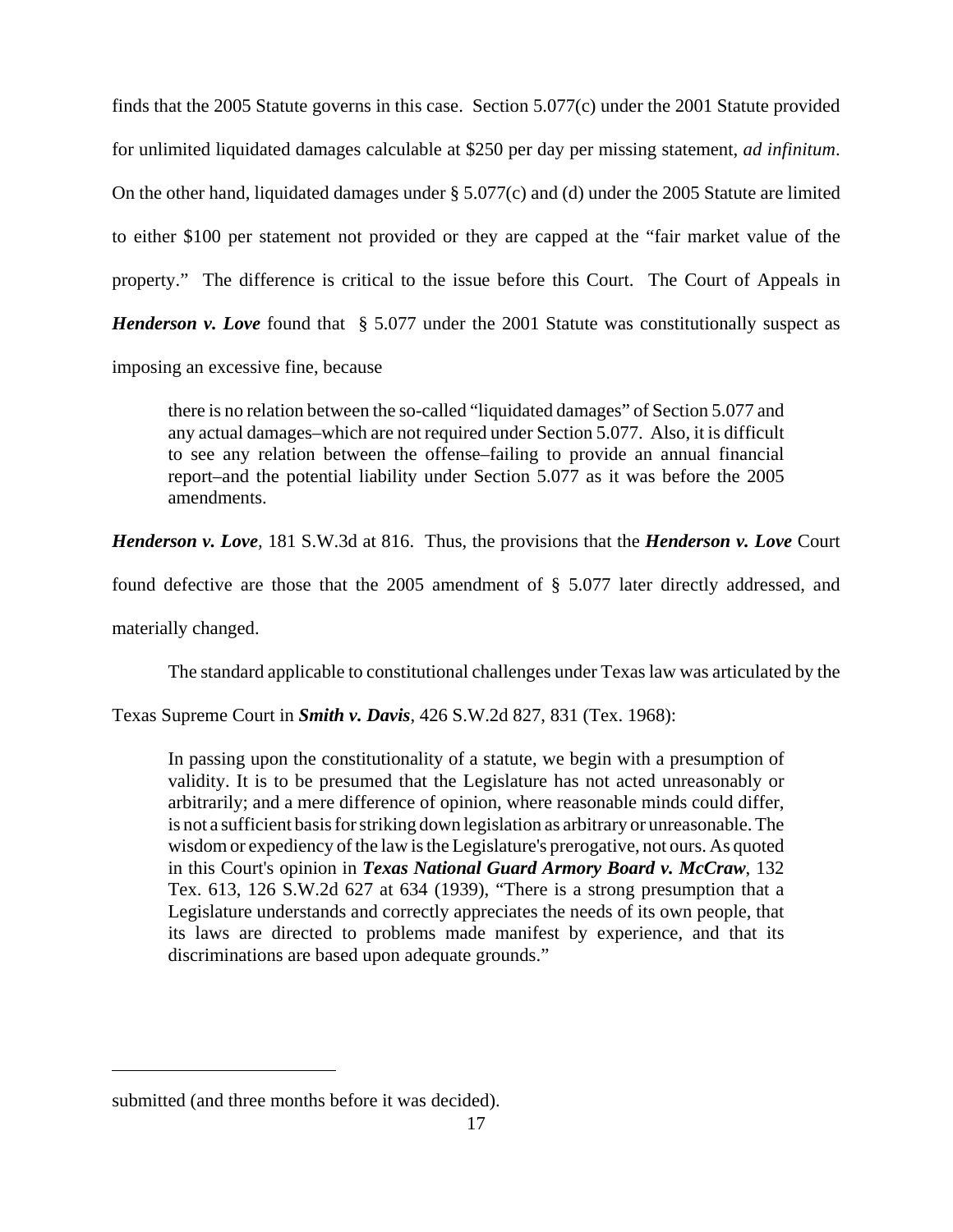finds that the 2005 Statute governs in this case. Section 5.077(c) under the 2001 Statute provided for unlimited liquidated damages calculable at $250 per day per missing statement, *ad infinitum*. On the other hand, liquidated damages under § 5.077(c) and (d) under the 2005 Statute are limited to either $100 per statement not provided or they are capped at the "fair market value of the property." The difference is critical to the issue before this Court. The Court of Appeals in ***Henderson v. Love*** found that § 5.077 under the 2001 Statute was constitutionally suspect as imposing an excessive fine, because

> there is no relation between the so-called "liquidated damages" of Section 5.077 and any actual damages–which are not required under Section 5.077. Also, it is difficult to see any relation between the offense–failing to provide an annual financial report–and the potential liability under Section 5.077 as it was before the 2005 amendments.

***Henderson v. Love***, 181 S.W.3d at 816. Thus, the provisions that the ***Henderson v. Love*** Court found defective are those that the 2005 amendment of § 5.077 later directly addressed, and materially changed.

The standard applicable to constitutional challenges under Texas law was articulated by the Texas Supreme Court in ***Smith v. Davis***, 426 S.W.2d 827, 831 (Tex. 1968):

> In passing upon the constitutionality of a statute, we begin with a presumption of validity. It is to be presumed that the Legislature has not acted unreasonably or arbitrarily; and a mere difference of opinion, where reasonable minds could differ, is not a sufficient basis for striking down legislation as arbitrary or unreasonable. The wisdom or expediency of the law is the Legislature's prerogative, not ours. As quoted in this Court's opinion in ***Texas National Guard Armory Board v. McCraw***, 132 Tex. 613, 126 S.W.2d 627 at 634 (1939), "There is a strong presumption that a Legislature understands and correctly appreciates the needs of its own people, that its laws are directed to problems made manifest by experience, and that its discriminations are based upon adequate grounds."

---

submitted (and three months before it was decided).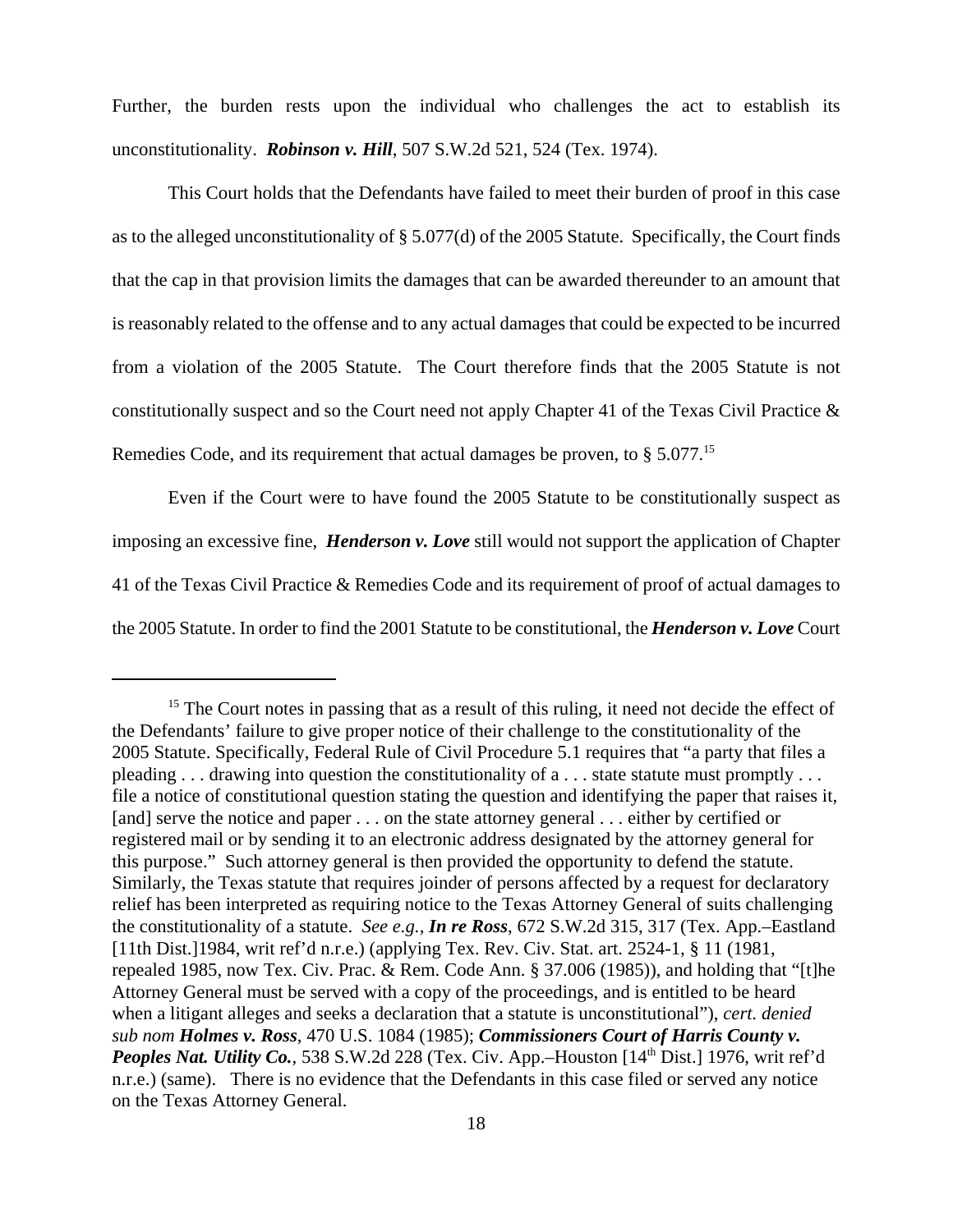Further, the burden rests upon the individual who challenges the act to establish its unconstitutionality. ***Robinson v. Hill***, 507 S.W.2d 521, 524 (Tex. 1974).

This Court holds that the Defendants have failed to meet their burden of proof in this case as to the alleged unconstitutionality of § 5.077(d) of the 2005 Statute. Specifically, the Court finds that the cap in that provision limits the damages that can be awarded thereunder to an amount that is reasonably related to the offense and to any actual damages that could be expected to be incurred from a violation of the 2005 Statute. The Court therefore finds that the 2005 Statute is not constitutionally suspect and so the Court need not apply Chapter 41 of the Texas Civil Practice & Remedies Code, and its requirement that actual damages be proven, to § 5.077.[15]

Even if the Court were to have found the 2005 Statute to be constitutionally suspect as imposing an excessive fine, ***Henderson v. Love*** still would not support the application of Chapter 41 of the Texas Civil Practice & Remedies Code and its requirement of proof of actual damages to the 2005 Statute. In order to find the 2001 Statute to be constitutional, the ***Henderson v. Love*** Court

---

[15] The Court notes in passing that as a result of this ruling, it need not decide the effect of the Defendants' failure to give proper notice of their challenge to the constitutionality of the 2005 Statute. Specifically, Federal Rule of Civil Procedure 5.1 requires that "a party that files a pleading . . . drawing into question the constitutionality of a . . . state statute must promptly . . . file a notice of constitutional question stating the question and identifying the paper that raises it, [and] serve the notice and paper . . . on the state attorney general . . . either by certified or registered mail or by sending it to an electronic address designated by the attorney general for this purpose." Such attorney general is then provided the opportunity to defend the statute. Similarly, the Texas statute that requires joinder of persons affected by a request for declaratory relief has been interpreted as requiring notice to the Texas Attorney General of suits challenging the constitutionality of a statute. *See e.g.*, ***In re Ross***, 672 S.W.2d 315, 317 (Tex. App.–Eastland [11th Dist.]1984, writ ref'd n.r.e.) (applying Tex. Rev. Civ. Stat. art. 2524-1, § 11 (1981, repealed 1985, now Tex. Civ. Prac. & Rem. Code Ann. § 37.006 (1985)), and holding that "[t]he Attorney General must be served with a copy of the proceedings, and is entitled to be heard when a litigant alleges and seeks a declaration that a statute is unconstitutional"), *cert. denied sub nom* ***Holmes v. Ross***, 470 U.S. 1084 (1985); ***Commissioners Court of Harris County v. Peoples Nat. Utility Co.***, 538 S.W.2d 228 (Tex. Civ. App.–Houston [14th Dist.] 1976, writ ref'd n.r.e.) (same). There is no evidence that the Defendants in this case filed or served any notice on the Texas Attorney General.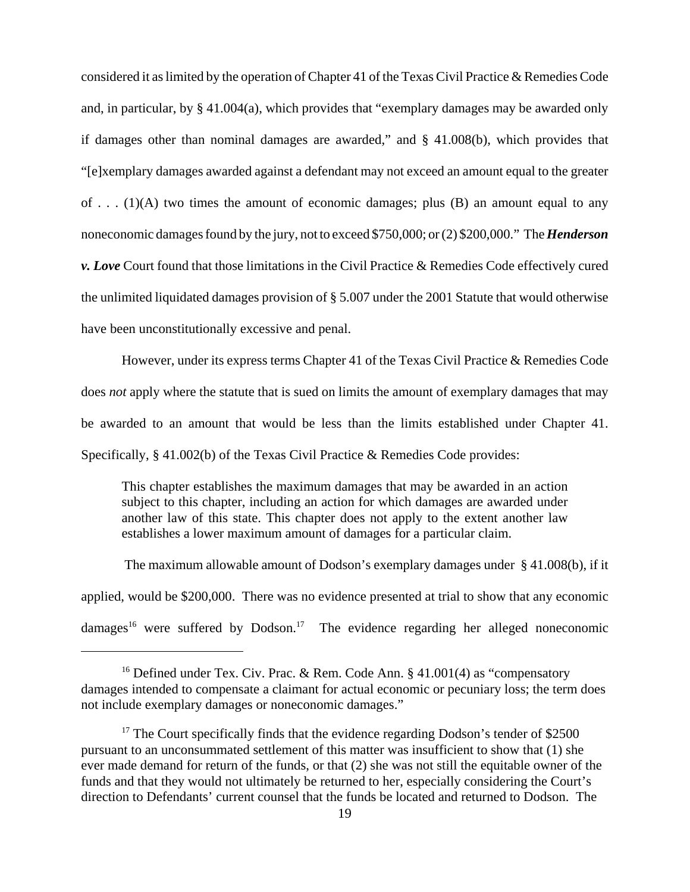considered it as limited by the operation of Chapter 41 of the Texas Civil Practice & Remedies Code and, in particular, by § 41.004(a), which provides that "exemplary damages may be awarded only if damages other than nominal damages are awarded," and § 41.008(b), which provides that "[e]xemplary damages awarded against a defendant may not exceed an amount equal to the greater of . . . (1)(A) two times the amount of economic damages; plus (B) an amount equal to any noneconomic damages found by the jury, not to exceed $750,000; or (2) $200,000." The ***Henderson v. Love*** Court found that those limitations in the Civil Practice & Remedies Code effectively cured the unlimited liquidated damages provision of § 5.007 under the 2001 Statute that would otherwise have been unconstitutionally excessive and penal.

However, under its express terms Chapter 41 of the Texas Civil Practice & Remedies Code does *not* apply where the statute that is sued on limits the amount of exemplary damages that may be awarded to an amount that would be less than the limits established under Chapter 41. Specifically, § 41.002(b) of the Texas Civil Practice & Remedies Code provides:

> This chapter establishes the maximum damages that may be awarded in an action subject to this chapter, including an action for which damages are awarded under another law of this state. This chapter does not apply to the extent another law establishes a lower maximum amount of damages for a particular claim.

The maximum allowable amount of Dodson's exemplary damages under § 41.008(b), if it applied, would be $200,000. There was no evidence presented at trial to show that any economic damages[16] were suffered by Dodson.[17] The evidence regarding her alleged noneconomic

---

[16] Defined under Tex. Civ. Prac. & Rem. Code Ann. § 41.001(4) as "compensatory damages intended to compensate a claimant for actual economic or pecuniary loss; the term does not include exemplary damages or noneconomic damages."

[17] The Court specifically finds that the evidence regarding Dodson's tender of $2500 pursuant to an unconsummated settlement of this matter was insufficient to show that (1) she ever made demand for return of the funds, or that (2) she was not still the equitable owner of the funds and that they would not ultimately be returned to her, especially considering the Court's direction to Defendants' current counsel that the funds be located and returned to Dodson. The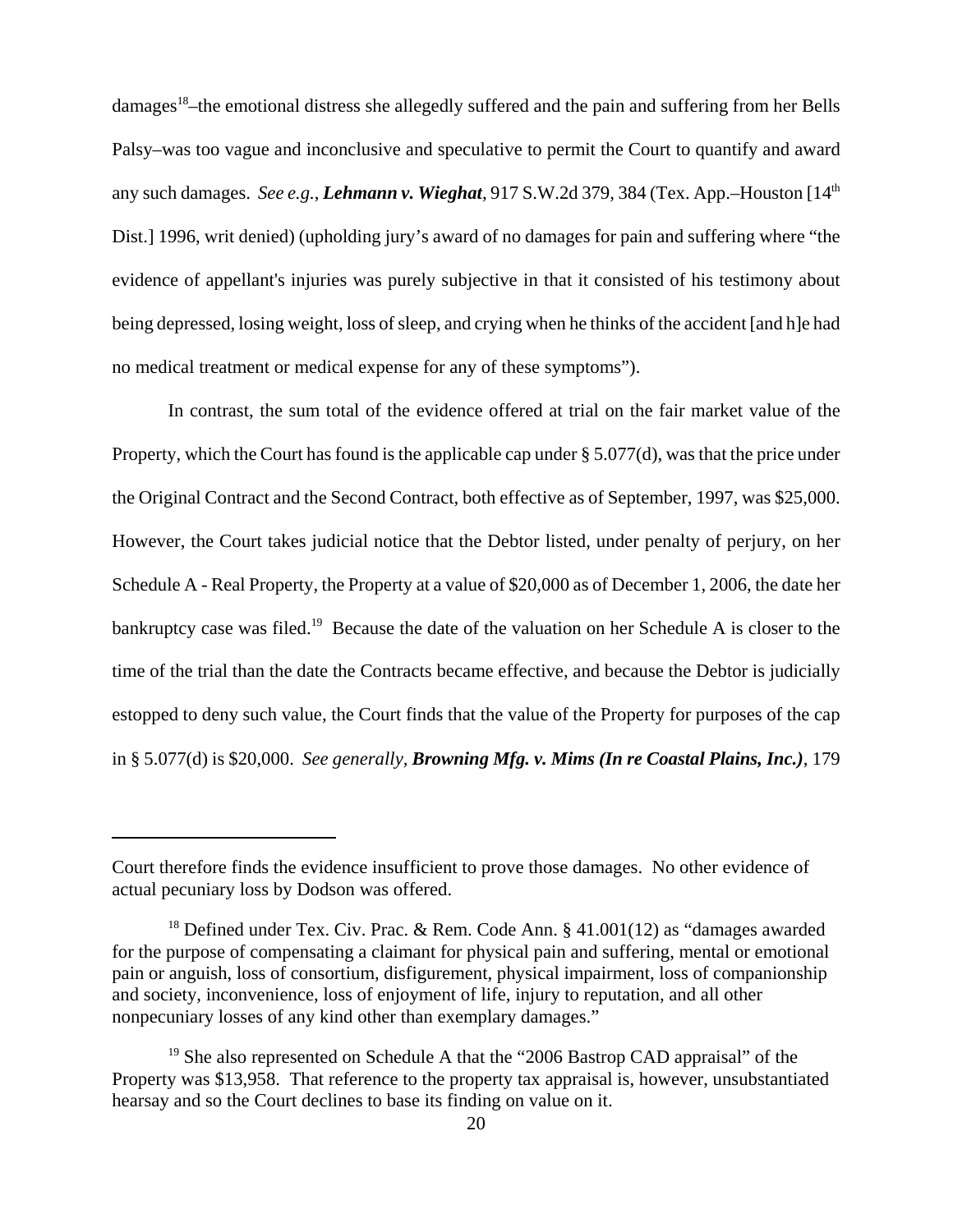damages[18]–the emotional distress she allegedly suffered and the pain and suffering from her Bells Palsy–was too vague and inconclusive and speculative to permit the Court to quantify and award any such damages. *See e.g.*, ***Lehmann v. Wieghat***, 917 S.W.2d 379, 384 (Tex. App.–Houston [14th Dist.] 1996, writ denied) (upholding jury's award of no damages for pain and suffering where "the evidence of appellant's injuries was purely subjective in that it consisted of his testimony about being depressed, losing weight, loss of sleep, and crying when he thinks of the accident [and h]e had no medical treatment or medical expense for any of these symptoms").

In contrast, the sum total of the evidence offered at trial on the fair market value of the Property, which the Court has found is the applicable cap under § 5.077(d), was that the price under the Original Contract and the Second Contract, both effective as of September, 1997, was $25,000. However, the Court takes judicial notice that the Debtor listed, under penalty of perjury, on her Schedule A - Real Property, the Property at a value of $20,000 as of December 1, 2006, the date her bankruptcy case was filed.[19] Because the date of the valuation on her Schedule A is closer to the time of the trial than the date the Contracts became effective, and because the Debtor is judicially estopped to deny such value, the Court finds that the value of the Property for purposes of the cap in § 5.077(d) is $20,000. *See generally*, ***Browning Mfg. v. Mims (In re Coastal Plains, Inc.)***, 179

---

Court therefore finds the evidence insufficient to prove those damages. No other evidence of actual pecuniary loss by Dodson was offered.

[18] Defined under Tex. Civ. Prac. & Rem. Code Ann. § 41.001(12) as "damages awarded for the purpose of compensating a claimant for physical pain and suffering, mental or emotional pain or anguish, loss of consortium, disfigurement, physical impairment, loss of companionship and society, inconvenience, loss of enjoyment of life, injury to reputation, and all other nonpecuniary losses of any kind other than exemplary damages."

[19] She also represented on Schedule A that the "2006 Bastrop CAD appraisal" of the Property was $13,958. That reference to the property tax appraisal is, however, unsubstantiated hearsay and so the Court declines to base its finding on value on it.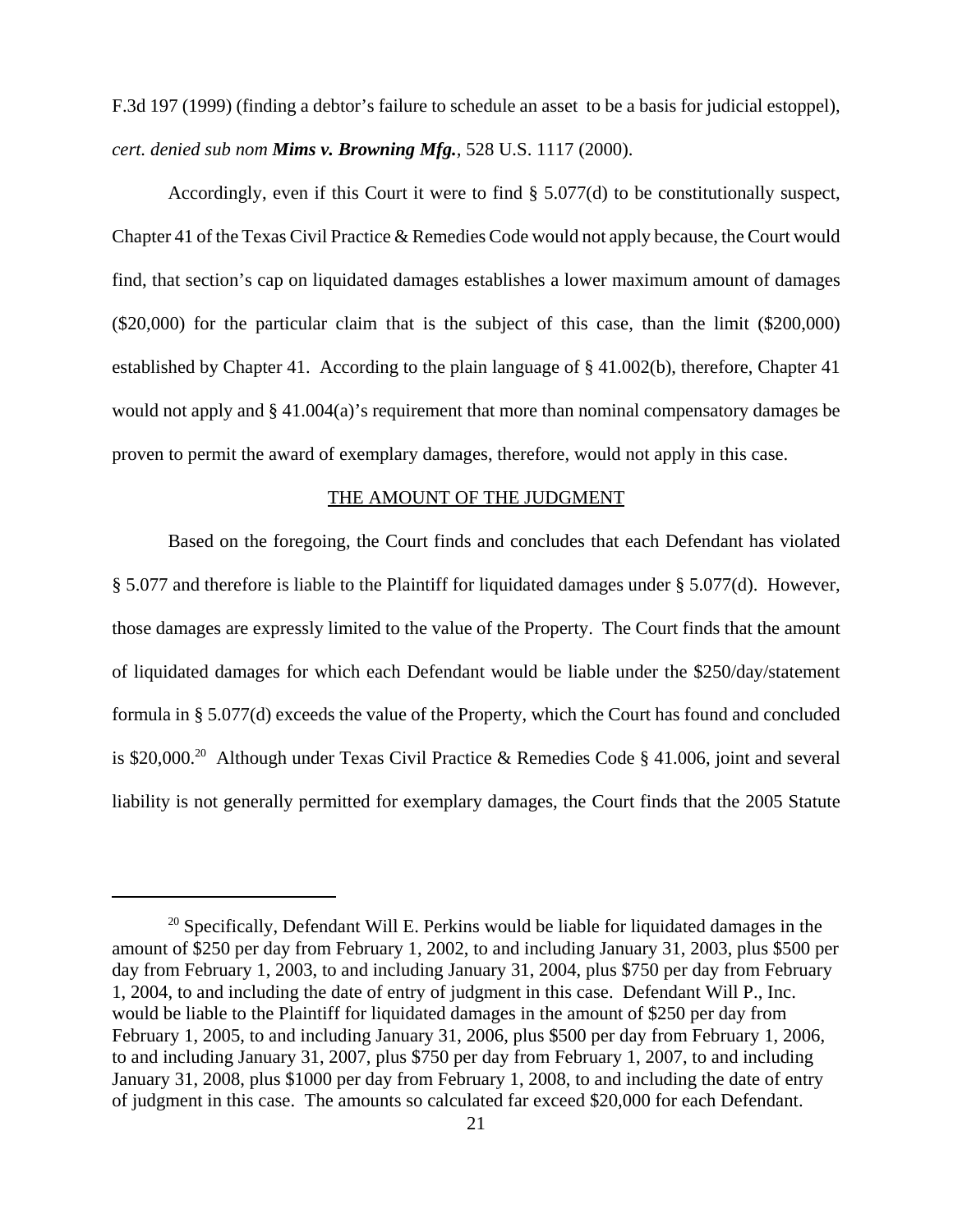F.3d 197 (1999) (finding a debtor's failure to schedule an asset to be a basis for judicial estoppel), *cert. denied sub nom* ***Mims v. Browning Mfg.***, 528 U.S. 1117 (2000).

Accordingly, even if this Court it were to find § 5.077(d) to be constitutionally suspect, Chapter 41 of the Texas Civil Practice & Remedies Code would not apply because, the Court would find, that section's cap on liquidated damages establishes a lower maximum amount of damages ($20,000) for the particular claim that is the subject of this case, than the limit ($200,000) established by Chapter 41. According to the plain language of § 41.002(b), therefore, Chapter 41 would not apply and § 41.004(a)'s requirement that more than nominal compensatory damages be proven to permit the award of exemplary damages, therefore, would not apply in this case.

## THE AMOUNT OF THE JUDGMENT

Based on the foregoing, the Court finds and concludes that each Defendant has violated § 5.077 and therefore is liable to the Plaintiff for liquidated damages under § 5.077(d). However, those damages are expressly limited to the value of the Property. The Court finds that the amount of liquidated damages for which each Defendant would be liable under the $250/day/statement formula in § 5.077(d) exceeds the value of the Property, which the Court has found and concluded is $20,000.[20] Although under Texas Civil Practice & Remedies Code § 41.006, joint and several liability is not generally permitted for exemplary damages, the Court finds that the 2005 Statute

---

[20] Specifically, Defendant Will E. Perkins would be liable for liquidated damages in the amount of $250 per day from February 1, 2002, to and including January 31, 2003, plus $500 per day from February 1, 2003, to and including January 31, 2004, plus $750 per day from February 1, 2004, to and including the date of entry of judgment in this case. Defendant Will P., Inc. would be liable to the Plaintiff for liquidated damages in the amount of $250 per day from February 1, 2005, to and including January 31, 2006, plus $500 per day from February 1, 2006, to and including January 31, 2007, plus $750 per day from February 1, 2007, to and including January 31, 2008, plus $1000 per day from February 1, 2008, to and including the date of entry of judgment in this case. The amounts so calculated far exceed $20,000 for each Defendant.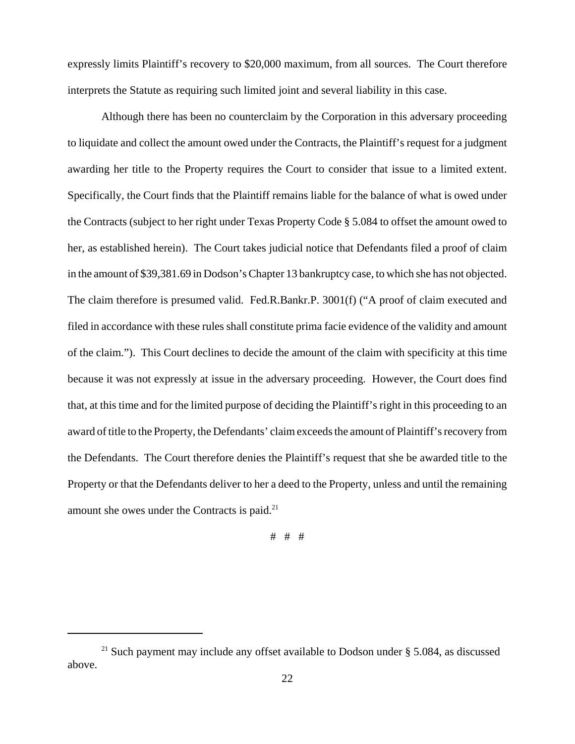expressly limits Plaintiff's recovery to $20,000 maximum, from all sources. The Court therefore interprets the Statute as requiring such limited joint and several liability in this case.

Although there has been no counterclaim by the Corporation in this adversary proceeding to liquidate and collect the amount owed under the Contracts, the Plaintiff's request for a judgment awarding her title to the Property requires the Court to consider that issue to a limited extent. Specifically, the Court finds that the Plaintiff remains liable for the balance of what is owed under the Contracts (subject to her right under Texas Property Code § 5.084 to offset the amount owed to her, as established herein). The Court takes judicial notice that Defendants filed a proof of claim in the amount of $39,381.69 in Dodson's Chapter 13 bankruptcy case, to which she has not objected. The claim therefore is presumed valid. Fed.R.Bankr.P. 3001(f) ("A proof of claim executed and filed in accordance with these rules shall constitute prima facie evidence of the validity and amount of the claim."). This Court declines to decide the amount of the claim with specificity at this time because it was not expressly at issue in the adversary proceeding. However, the Court does find that, at this time and for the limited purpose of deciding the Plaintiff's right in this proceeding to an award of title to the Property, the Defendants' claim exceeds the amount of Plaintiff's recovery from the Defendants. The Court therefore denies the Plaintiff's request that she be awarded title to the Property or that the Defendants deliver to her a deed to the Property, unless and until the remaining amount she owes under the Contracts is paid.[21]

# # #

---

[21] Such payment may include any offset available to Dodson under § 5.084, as discussed above.